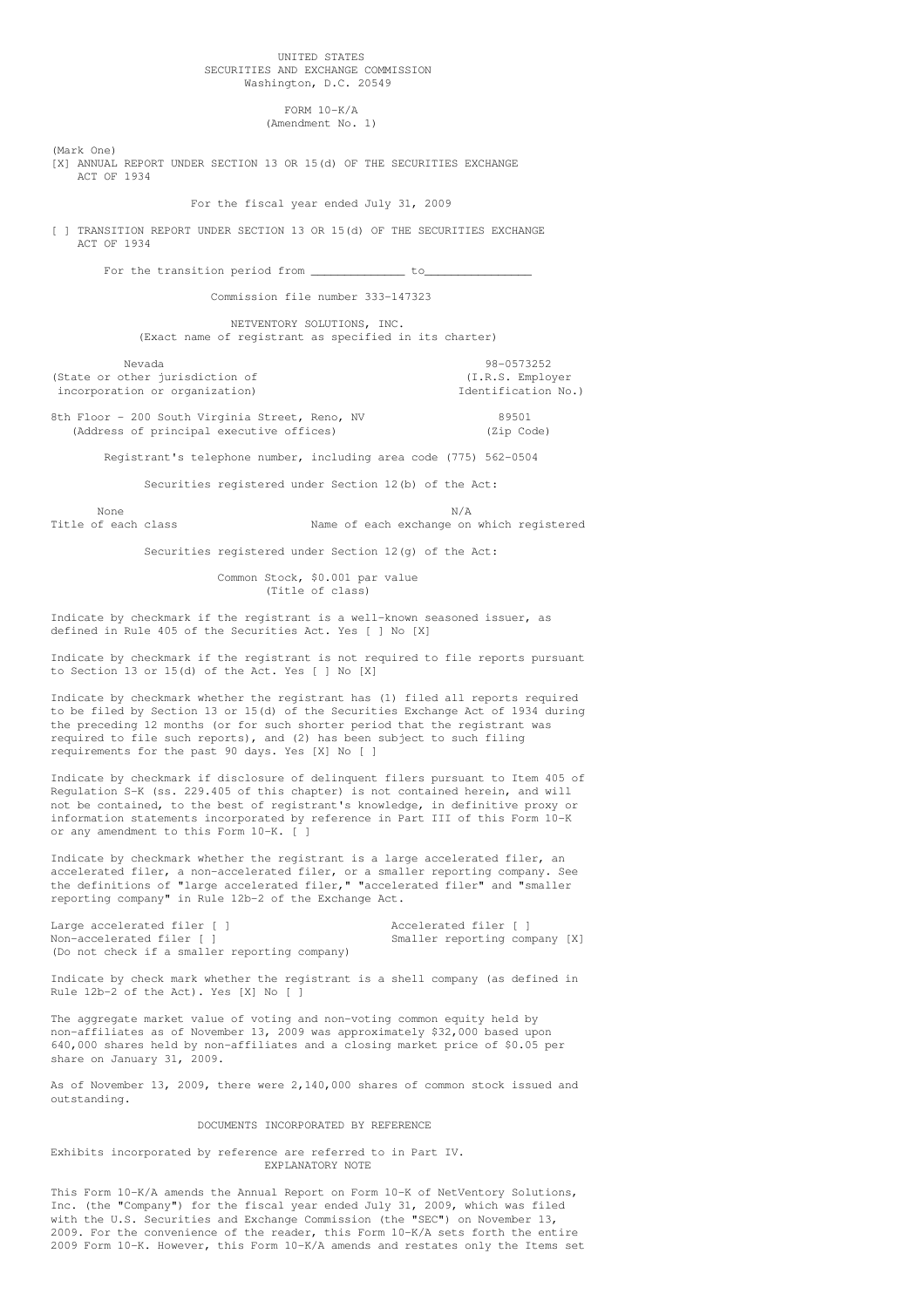UNITED STATES
SECURITIES AND EXCHANGE COMMISSION
Washington, D.C. 20549

# FORM 10-K/A
(Amendment No. 1)

(Mark One)

[X] ANNUAL REPORT UNDER SECTION 13 OR 15(d) OF THE SECURITIES EXCHANGE ACT OF 1934

For the fiscal year ended July 31, 2009

[ ] TRANSITION REPORT UNDER SECTION 13 OR 15(d) OF THE SECURITIES EXCHANGE ACT OF 1934

For the transition period from _____________ to_______________

Commission file number 333-147323

# NETVENTORY SOLUTIONS, INC.
(Exact name of registrant as specified in its charter)

| Nevada | 98-0573252 |
|---|---|
| (State or other jurisdiction of incorporation or organization) | (I.R.S. Employer Identification No.) |

| 8th Floor - 200 South Virginia Street, Reno, NV | 89501 |
|---|---|
| (Address of principal executive offices) | (Zip Code) |

Registrant's telephone number, including area code (775) 562-0504

Securities registered under Section 12(b) of the Act:

| None | N/A |
|---|---|
| Title of each class | Name of each exchange on which registered |

Securities registered under Section 12(g) of the Act:

Common Stock, $0.001 par value
(Title of class)

Indicate by checkmark if the registrant is a well-known seasoned issuer, as defined in Rule 405 of the Securities Act. Yes [ ] No [X]

Indicate by checkmark if the registrant is not required to file reports pursuant to Section 13 or 15(d) of the Act. Yes [ ] No [X]

Indicate by checkmark whether the registrant has (1) filed all reports required to be filed by Section 13 or 15(d) of the Securities Exchange Act of 1934 during the preceding 12 months (or for such shorter period that the registrant was required to file such reports), and (2) has been subject to such filing requirements for the past 90 days. Yes [X] No [ ]

Indicate by checkmark if disclosure of delinquent filers pursuant to Item 405 of Regulation S-K (ss. 229.405 of this chapter) is not contained herein, and will not be contained, to the best of registrant's knowledge, in definitive proxy or information statements incorporated by reference in Part III of this Form 10-K or any amendment to this Form 10-K. [ ]

Indicate by checkmark whether the registrant is a large accelerated filer, an accelerated filer, a non-accelerated filer, or a smaller reporting company. See the definitions of "large accelerated filer," "accelerated filer" and "smaller reporting company" in Rule 12b-2 of the Exchange Act.

| Large accelerated filer [ ] | Accelerated filer [ ] |
|---|---|
| Non-accelerated filer [ ] (Do not check if a smaller reporting company) | Smaller reporting company [X] |

Indicate by check mark whether the registrant is a shell company (as defined in Rule 12b-2 of the Act). Yes [X] No [ ]

The aggregate market value of voting and non-voting common equity held by non-affiliates as of November 13, 2009 was approximately $32,000 based upon 640,000 shares held by non-affiliates and a closing market price of $0.05 per share on January 31, 2009.

As of November 13, 2009, there were 2,140,000 shares of common stock issued and outstanding.

## DOCUMENTS INCORPORATED BY REFERENCE

Exhibits incorporated by reference are referred to in Part IV.

## EXPLANATORY NOTE

This Form 10-K/A amends the Annual Report on Form 10-K of NetVentory Solutions, Inc. (the "Company") for the fiscal year ended July 31, 2009, which was filed with the U.S. Securities and Exchange Commission (the "SEC") on November 13, 2009. For the convenience of the reader, this Form 10-K/A sets forth the entire 2009 Form 10-K. However, this Form 10-K/A amends and restates only the Items set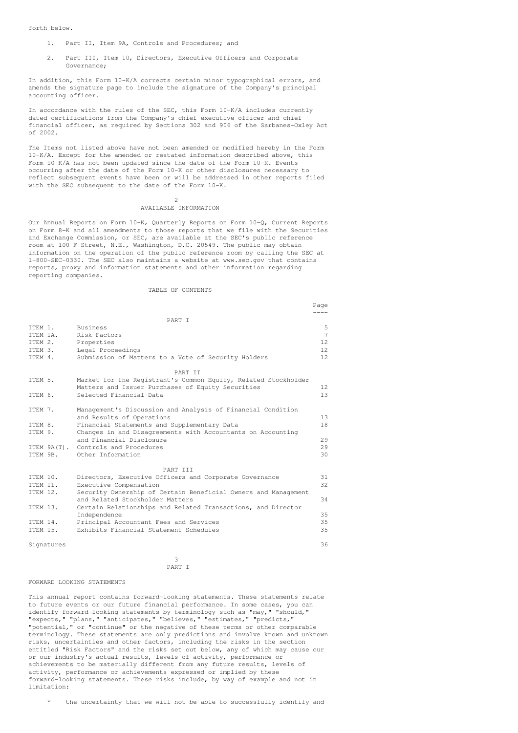forth below.

1. Part II, Item 9A, Controls and Procedures; and

2. Part III, Item 10, Directors, Executive Officers and Corporate Governance;

In addition, this Form 10-K/A corrects certain minor typographical errors, and amends the signature page to include the signature of the Company's principal accounting officer.

In accordance with the rules of the SEC, this Form 10-K/A includes currently dated certifications from the Company's chief executive officer and chief financial officer, as required by Sections 302 and 906 of the Sarbanes-Oxley Act of 2002.

The Items not listed above have not been amended or modified hereby in the Form 10-K/A. Except for the amended or restated information described above, this Form 10-K/A has not been updated since the date of the Form 10-K. Events occurring after the date of the Form 10-K or other disclosures necessary to reflect subsequent events have been or will be addressed in other reports filed with the SEC subsequent to the date of the Form 10-K.

## AVAILABLE INFORMATION

Our Annual Reports on Form 10-K, Quarterly Reports on Form 10-Q, Current Reports on Form 8-K and all amendments to those reports that we file with the Securities and Exchange Commission, or SEC, are available at the SEC's public reference room at 100 F Street, N.E., Washington, D.C. 20549. The public may obtain information on the operation of the public reference room by calling the SEC at 1-800-SEC-0330. The SEC also maintains a website at www.sec.gov that contains reports, proxy and information statements and other information regarding reporting companies.

## TABLE OF CONTENTS

| | | Page |
|---|---|---|
| | PART I | |
| ITEM 1. | Business | 5 |
| ITEM 1A. | Risk Factors | 7 |
| ITEM 2. | Properties | 12 |
| ITEM 3. | Legal Proceedings | 12 |
| ITEM 4. | Submission of Matters to a Vote of Security Holders | 12 |
| | PART II | |
| ITEM 5. | Market for the Registrant's Common Equity, Related Stockholder Matters and Issuer Purchases of Equity Securities | 12 |
| ITEM 6. | Selected Financial Data | 13 |
| ITEM 7. | Management's Discussion and Analysis of Financial Condition and Results of Operations | 13 |
| ITEM 8. | Financial Statements and Supplementary Data | 18 |
| ITEM 9. | Changes in and Disagreements with Accountants on Accounting and Financial Disclosure | 29 |
| ITEM 9A(T). | Controls and Procedures | 29 |
| ITEM 9B. | Other Information | 30 |
| | PART III | |
| ITEM 10. | Directors, Executive Officers and Corporate Governance | 31 |
| ITEM 11. | Executive Compensation | 32 |
| ITEM 12. | Security Ownership of Certain Beneficial Owners and Management and Related Stockholder Matters | 34 |
| ITEM 13. | Certain Relationships and Related Transactions, and Director Independence | 35 |
| ITEM 14. | Principal Accountant Fees and Services | 35 |
| ITEM 15. | Exhibits Financial Statement Schedules | 35 |
| Signatures | | 36 |

# PART I

## FORWARD LOOKING STATEMENTS

This annual report contains forward-looking statements. These statements relate to future events or our future financial performance. In some cases, you can identify forward-looking statements by terminology such as "may," "should," "expects," "plans," "anticipates," "believes," "estimates," "predicts," "potential," or "continue" or the negative of these terms or other comparable terminology. These statements are only predictions and involve known and unknown risks, uncertainties and other factors, including the risks in the section entitled "Risk Factors" and the risks set out below, any of which may cause our or our industry's actual results, levels of activity, performance or achievements to be materially different from any future results, levels of activity, performance or achievements expressed or implied by these forward-looking statements. These risks include, by way of example and not in limitation:

* the uncertainty that we will not be able to successfully identify and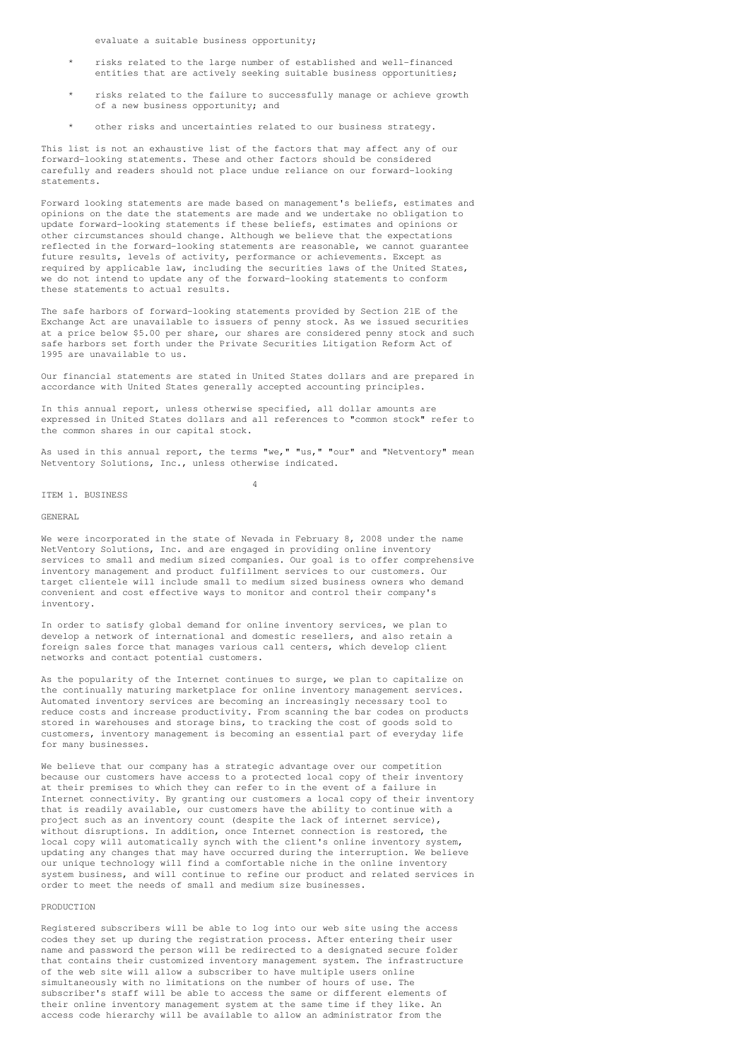evaluate a suitable business opportunity;

* risks related to the large number of established and well-financed entities that are actively seeking suitable business opportunities;

* risks related to the failure to successfully manage or achieve growth of a new business opportunity; and

* other risks and uncertainties related to our business strategy.

This list is not an exhaustive list of the factors that may affect any of our forward-looking statements. These and other factors should be considered carefully and readers should not place undue reliance on our forward-looking statements.

Forward looking statements are made based on management's beliefs, estimates and opinions on the date the statements are made and we undertake no obligation to update forward-looking statements if these beliefs, estimates and opinions or other circumstances should change. Although we believe that the expectations reflected in the forward-looking statements are reasonable, we cannot guarantee future results, levels of activity, performance or achievements. Except as required by applicable law, including the securities laws of the United States, we do not intend to update any of the forward-looking statements to conform these statements to actual results.

The safe harbors of forward-looking statements provided by Section 21E of the Exchange Act are unavailable to issuers of penny stock. As we issued securities at a price below $5.00 per share, our shares are considered penny stock and such safe harbors set forth under the Private Securities Litigation Reform Act of 1995 are unavailable to us.

Our financial statements are stated in United States dollars and are prepared in accordance with United States generally accepted accounting principles.

In this annual report, unless otherwise specified, all dollar amounts are expressed in United States dollars and all references to "common stock" refer to the common shares in our capital stock.

As used in this annual report, the terms "we," "us," "our" and "Netventory" mean Netventory Solutions, Inc., unless otherwise indicated.

# ITEM 1. BUSINESS

## GENERAL

We were incorporated in the state of Nevada in February 8, 2008 under the name NetVentory Solutions, Inc. and are engaged in providing online inventory services to small and medium sized companies. Our goal is to offer comprehensive inventory management and product fulfillment services to our customers. Our target clientele will include small to medium sized business owners who demand convenient and cost effective ways to monitor and control their company's inventory.

In order to satisfy global demand for online inventory services, we plan to develop a network of international and domestic resellers, and also retain a foreign sales force that manages various call centers, which develop client networks and contact potential customers.

As the popularity of the Internet continues to surge, we plan to capitalize on the continually maturing marketplace for online inventory management services. Automated inventory services are becoming an increasingly necessary tool to reduce costs and increase productivity. From scanning the bar codes on products stored in warehouses and storage bins, to tracking the cost of goods sold to customers, inventory management is becoming an essential part of everyday life for many businesses.

We believe that our company has a strategic advantage over our competition because our customers have access to a protected local copy of their inventory at their premises to which they can refer to in the event of a failure in Internet connectivity. By granting our customers a local copy of their inventory that is readily available, our customers have the ability to continue with a project such as an inventory count (despite the lack of internet service), without disruptions. In addition, once Internet connection is restored, the local copy will automatically synch with the client's online inventory system, updating any changes that may have occurred during the interruption. We believe our unique technology will find a comfortable niche in the online inventory system business, and will continue to refine our product and related services in order to meet the needs of small and medium size businesses.

## PRODUCTION

Registered subscribers will be able to log into our web site using the access codes they set up during the registration process. After entering their user name and password the person will be redirected to a designated secure folder that contains their customized inventory management system. The infrastructure of the web site will allow a subscriber to have multiple users online simultaneously with no limitations on the number of hours of use. The subscriber's staff will be able to access the same or different elements of their online inventory management system at the same time if they like. An access code hierarchy will be available to allow an administrator from the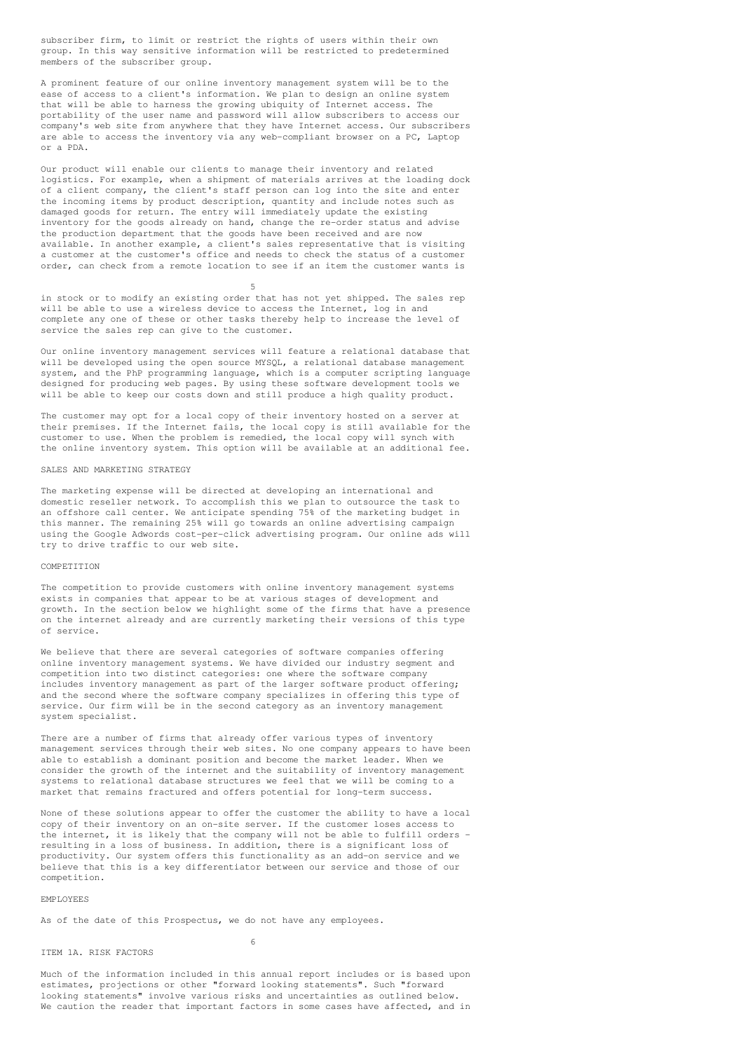subscriber firm, to limit or restrict the rights of users within their own group. In this way sensitive information will be restricted to predetermined members of the subscriber group.

A prominent feature of our online inventory management system will be to the ease of access to a client's information. We plan to design an online system that will be able to harness the growing ubiquity of Internet access. The portability of the user name and password will allow subscribers to access our company's web site from anywhere that they have Internet access. Our subscribers are able to access the inventory via any web-compliant browser on a PC, Laptop or a PDA.

Our product will enable our clients to manage their inventory and related logistics. For example, when a shipment of materials arrives at the loading dock of a client company, the client's staff person can log into the site and enter the incoming items by product description, quantity and include notes such as damaged goods for return. The entry will immediately update the existing inventory for the goods already on hand, change the re-order status and advise the production department that the goods have been received and are now available. In another example, a client's sales representative that is visiting a customer at the customer's office and needs to check the status of a customer order, can check from a remote location to see if an item the customer wants is in stock or to modify an existing order that has not yet shipped. The sales rep will be able to use a wireless device to access the Internet, log in and complete any one of these or other tasks thereby help to increase the level of service the sales rep can give to the customer.

Our online inventory management services will feature a relational database that will be developed using the open source MYSQL, a relational database management system, and the PhP programming language, which is a computer scripting language designed for producing web pages. By using these software development tools we will be able to keep our costs down and still produce a high quality product.

The customer may opt for a local copy of their inventory hosted on a server at their premises. If the Internet fails, the local copy is still available for the customer to use. When the problem is remedied, the local copy will synch with the online inventory system. This option will be available at an additional fee.

SALES AND MARKETING STRATEGY

The marketing expense will be directed at developing an international and domestic reseller network. To accomplish this we plan to outsource the task to an offshore call center. We anticipate spending 75% of the marketing budget in this manner. The remaining 25% will go towards an online advertising campaign using the Google Adwords cost-per-click advertising program. Our online ads will try to drive traffic to our web site.

COMPETITION

The competition to provide customers with online inventory management systems exists in companies that appear to be at various stages of development and growth. In the section below we highlight some of the firms that have a presence on the internet already and are currently marketing their versions of this type of service.

We believe that there are several categories of software companies offering online inventory management systems. We have divided our industry segment and competition into two distinct categories: one where the software company includes inventory management as part of the larger software product offering; and the second where the software company specializes in offering this type of service. Our firm will be in the second category as an inventory management system specialist.

There are a number of firms that already offer various types of inventory management services through their web sites. No one company appears to have been able to establish a dominant position and become the market leader. When we consider the growth of the internet and the suitability of inventory management systems to relational database structures we feel that we will be coming to a market that remains fractured and offers potential for long-term success.

None of these solutions appear to offer the customer the ability to have a local copy of their inventory on an on-site server. If the customer loses access to the internet, it is likely that the company will not be able to fulfill orders - resulting in a loss of business. In addition, there is a significant loss of productivity. Our system offers this functionality as an add-on service and we believe that this is a key differentiator between our service and those of our competition.

EMPLOYEES

As of the date of this Prospectus, we do not have any employees.

ITEM 1A. RISK FACTORS

Much of the information included in this annual report includes or is based upon estimates, projections or other "forward looking statements". Such "forward looking statements" involve various risks and uncertainties as outlined below. We caution the reader that important factors in some cases have affected, and in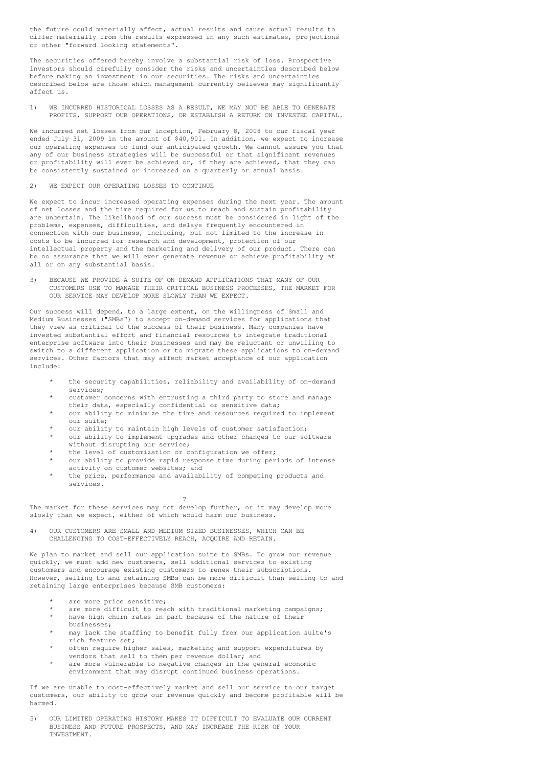the future could materially affect, actual results and cause actual results to differ materially from the results expressed in any such estimates, projections or other "forward looking statements".

The securities offered hereby involve a substantial risk of loss. Prospective investors should carefully consider the risks and uncertainties described below before making an investment in our securities. The risks and uncertainties described below are those which management currently believes may significantly affect us.

1) WE INCURRED HISTORICAL LOSSES AS A RESULT, WE MAY NOT BE ABLE TO GENERATE PROFITS, SUPPORT OUR OPERATIONS, OR ESTABLISH A RETURN ON INVESTED CAPITAL.

We incurred net losses from our inception, February 8, 2008 to our fiscal year ended July 31, 2009 in the amount of $40,901. In addition, we expect to increase our operating expenses to fund our anticipated growth. We cannot assure you that any of our business strategies will be successful or that significant revenues or profitability will ever be achieved or, if they are achieved, that they can be consistently sustained or increased on a quarterly or annual basis.

2) WE EXPECT OUR OPERATING LOSSES TO CONTINUE

We expect to incur increased operating expenses during the next year. The amount of net losses and the time required for us to reach and sustain profitability are uncertain. The likelihood of our success must be considered in light of the problems, expenses, difficulties, and delays frequently encountered in connection with our business, including, but not limited to the increase in costs to be incurred for research and development, protection of our intellectual property and the marketing and delivery of our product. There can be no assurance that we will ever generate revenue or achieve profitability at all or on any substantial basis.

3) BECAUSE WE PROVIDE A SUITE OF ON-DEMAND APPLICATIONS THAT MANY OF OUR CUSTOMERS USE TO MANAGE THEIR CRITICAL BUSINESS PROCESSES, THE MARKET FOR OUR SERVICE MAY DEVELOP MORE SLOWLY THAN WE EXPECT.

Our success will depend, to a large extent, on the willingness of Small and Medium Businesses ("SMBs") to accept on-demand services for applications that they view as critical to the success of their business. Many companies have invested substantial effort and financial resources to integrate traditional enterprise software into their businesses and may be reluctant or unwilling to switch to a different application or to migrate these applications to on-demand services. Other factors that may affect market acceptance of our application include:

* the security capabilities, reliability and availability of on-demand services;
* customer concerns with entrusting a third party to store and manage their data, especially confidential or sensitive data;
* our ability to minimize the time and resources required to implement our suite;
* our ability to maintain high levels of customer satisfaction;
* our ability to implement upgrades and other changes to our software without disrupting our service;
* the level of customization or configuration we offer;
* our ability to provide rapid response time during periods of intense activity on customer websites; and
* the price, performance and availability of competing products and services.

The market for these services may not develop further, or it may develop more slowly than we expect, either of which would harm our business.

4) OUR CUSTOMERS ARE SMALL AND MEDIUM-SIZED BUSINESSES, WHICH CAN BE CHALLENGING TO COST-EFFECTIVELY REACH, ACQUIRE AND RETAIN.

We plan to market and sell our application suite to SMBs. To grow our revenue quickly, we must add new customers, sell additional services to existing customers and encourage existing customers to renew their subscriptions. However, selling to and retaining SMBs can be more difficult than selling to and retaining large enterprises because SMB customers:

* are more price sensitive;
* are more difficult to reach with traditional marketing campaigns;
* have high churn rates in part because of the nature of their businesses;
* may lack the staffing to benefit fully from our application suite's rich feature set;
* often require higher sales, marketing and support expenditures by vendors that sell to them per revenue dollar; and
* are more vulnerable to negative changes in the general economic environment that may disrupt continued business operations.

If we are unable to cost-effectively market and sell our service to our target customers, our ability to grow our revenue quickly and become profitable will be harmed.

5) OUR LIMITED OPERATING HISTORY MAKES IT DIFFICULT TO EVALUATE OUR CURRENT BUSINESS AND FUTURE PROSPECTS, AND MAY INCREASE THE RISK OF YOUR INVESTMENT.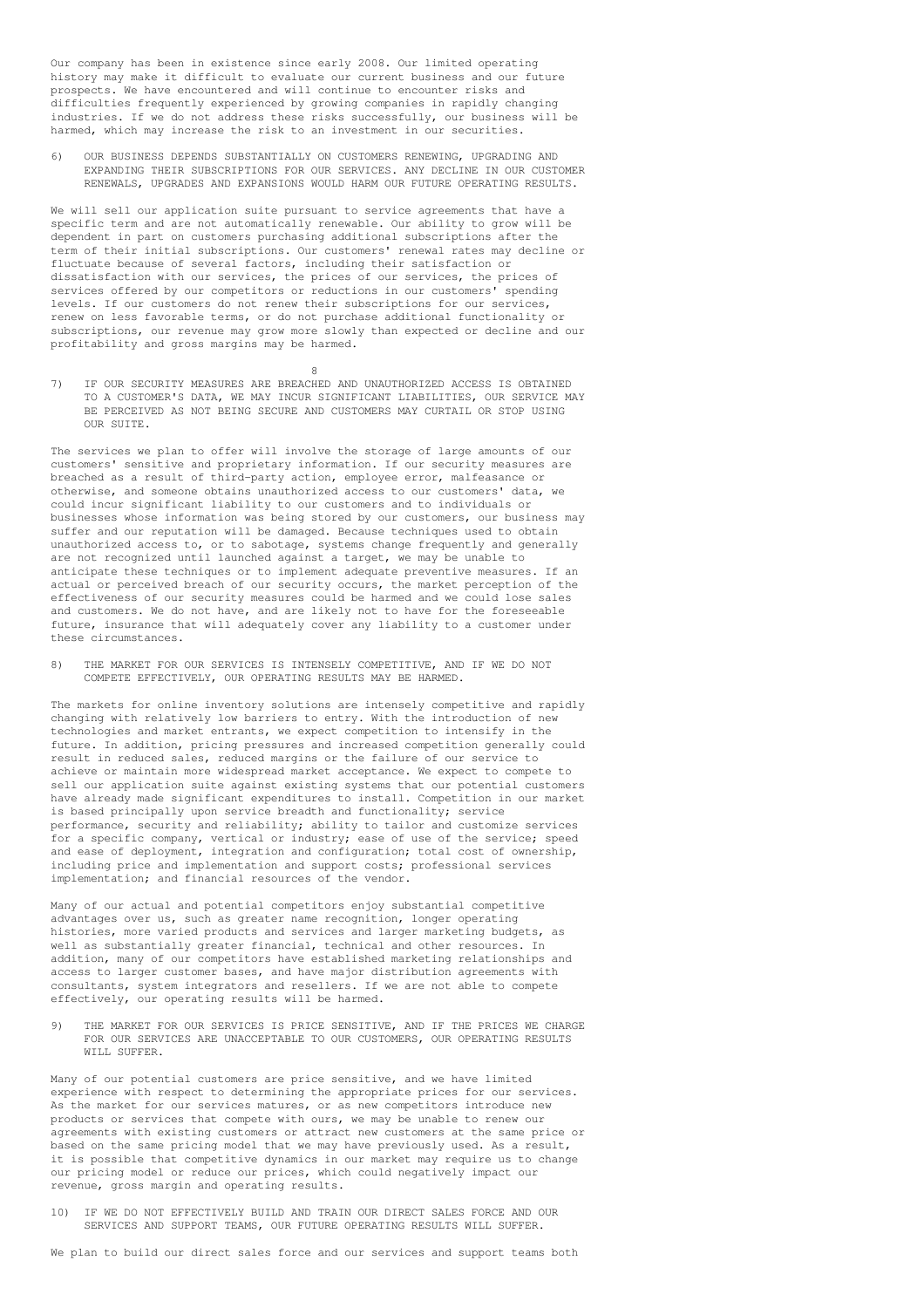Our company has been in existence since early 2008. Our limited operating history may make it difficult to evaluate our current business and our future prospects. We have encountered and will continue to encounter risks and difficulties frequently experienced by growing companies in rapidly changing industries. If we do not address these risks successfully, our business will be harmed, which may increase the risk to an investment in our securities.

6) OUR BUSINESS DEPENDS SUBSTANTIALLY ON CUSTOMERS RENEWING, UPGRADING AND EXPANDING THEIR SUBSCRIPTIONS FOR OUR SERVICES. ANY DECLINE IN OUR CUSTOMER RENEWALS, UPGRADES AND EXPANSIONS WOULD HARM OUR FUTURE OPERATING RESULTS.

We will sell our application suite pursuant to service agreements that have a specific term and are not automatically renewable. Our ability to grow will be dependent in part on customers purchasing additional subscriptions after the term of their initial subscriptions. Our customers' renewal rates may decline or fluctuate because of several factors, including their satisfaction or dissatisfaction with our services, the prices of our services, the prices of services offered by our competitors or reductions in our customers' spending levels. If our customers do not renew their subscriptions for our services, renew on less favorable terms, or do not purchase additional functionality or subscriptions, our revenue may grow more slowly than expected or decline and our profitability and gross margins may be harmed.

7) IF OUR SECURITY MEASURES ARE BREACHED AND UNAUTHORIZED ACCESS IS OBTAINED TO A CUSTOMER'S DATA, WE MAY INCUR SIGNIFICANT LIABILITIES, OUR SERVICE MAY BE PERCEIVED AS NOT BEING SECURE AND CUSTOMERS MAY CURTAIL OR STOP USING OUR SUITE.

The services we plan to offer will involve the storage of large amounts of our customers' sensitive and proprietary information. If our security measures are breached as a result of third-party action, employee error, malfeasance or otherwise, and someone obtains unauthorized access to our customers' data, we could incur significant liability to our customers and to individuals or businesses whose information was being stored by our customers, our business may suffer and our reputation will be damaged. Because techniques used to obtain unauthorized access to, or to sabotage, systems change frequently and generally are not recognized until launched against a target, we may be unable to anticipate these techniques or to implement adequate preventive measures. If an actual or perceived breach of our security occurs, the market perception of the effectiveness of our security measures could be harmed and we could lose sales and customers. We do not have, and are likely not to have for the foreseeable future, insurance that will adequately cover any liability to a customer under these circumstances.

8) THE MARKET FOR OUR SERVICES IS INTENSELY COMPETITIVE, AND IF WE DO NOT COMPETE EFFECTIVELY, OUR OPERATING RESULTS MAY BE HARMED.

The markets for online inventory solutions are intensely competitive and rapidly changing with relatively low barriers to entry. With the introduction of new technologies and market entrants, we expect competition to intensify in the future. In addition, pricing pressures and increased competition generally could result in reduced sales, reduced margins or the failure of our service to achieve or maintain more widespread market acceptance. We expect to compete to sell our application suite against existing systems that our potential customers have already made significant expenditures to install. Competition in our market is based principally upon service breadth and functionality; service performance, security and reliability; ability to tailor and customize services for a specific company, vertical or industry; ease of use of the service; speed and ease of deployment, integration and configuration; total cost of ownership, including price and implementation and support costs; professional services implementation; and financial resources of the vendor.

Many of our actual and potential competitors enjoy substantial competitive advantages over us, such as greater name recognition, longer operating histories, more varied products and services and larger marketing budgets, as well as substantially greater financial, technical and other resources. In addition, many of our competitors have established marketing relationships and access to larger customer bases, and have major distribution agreements with consultants, system integrators and resellers. If we are not able to compete effectively, our operating results will be harmed.

9) THE MARKET FOR OUR SERVICES IS PRICE SENSITIVE, AND IF THE PRICES WE CHARGE FOR OUR SERVICES ARE UNACCEPTABLE TO OUR CUSTOMERS, OUR OPERATING RESULTS WILL SUFFER.

Many of our potential customers are price sensitive, and we have limited experience with respect to determining the appropriate prices for our services. As the market for our services matures, or as new competitors introduce new products or services that compete with ours, we may be unable to renew our agreements with existing customers or attract new customers at the same price or based on the same pricing model that we may have previously used. As a result, it is possible that competitive dynamics in our market may require us to change our pricing model or reduce our prices, which could negatively impact our revenue, gross margin and operating results.

10) IF WE DO NOT EFFECTIVELY BUILD AND TRAIN OUR DIRECT SALES FORCE AND OUR SERVICES AND SUPPORT TEAMS, OUR FUTURE OPERATING RESULTS WILL SUFFER.

We plan to build our direct sales force and our services and support teams both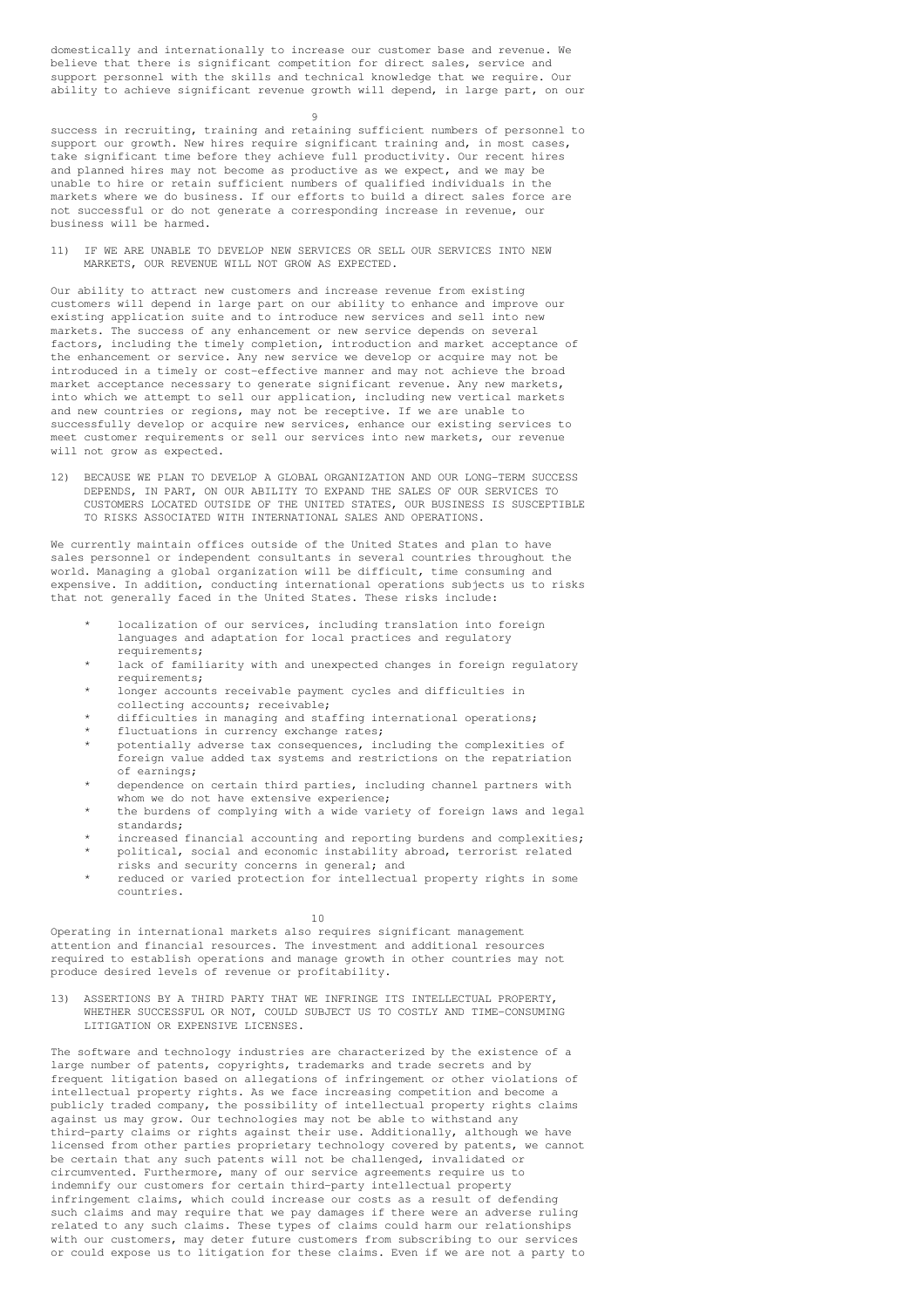domestically and internationally to increase our customer base and revenue. We believe that there is significant competition for direct sales, service and support personnel with the skills and technical knowledge that we require. Our ability to achieve significant revenue growth will depend, in large part, on our success in recruiting, training and retaining sufficient numbers of personnel to support our growth. New hires require significant training and, in most cases, take significant time before they achieve full productivity. Our recent hires and planned hires may not become as productive as we expect, and we may be unable to hire or retain sufficient numbers of qualified individuals in the markets where we do business. If our efforts to build a direct sales force are not successful or do not generate a corresponding increase in revenue, our business will be harmed.

11) IF WE ARE UNABLE TO DEVELOP NEW SERVICES OR SELL OUR SERVICES INTO NEW MARKETS, OUR REVENUE WILL NOT GROW AS EXPECTED.

Our ability to attract new customers and increase revenue from existing customers will depend in large part on our ability to enhance and improve our existing application suite and to introduce new services and sell into new markets. The success of any enhancement or new service depends on several factors, including the timely completion, introduction and market acceptance of the enhancement or service. Any new service we develop or acquire may not be introduced in a timely or cost-effective manner and may not achieve the broad market acceptance necessary to generate significant revenue. Any new markets, into which we attempt to sell our application, including new vertical markets and new countries or regions, may not be receptive. If we are unable to successfully develop or acquire new services, enhance our existing services to meet customer requirements or sell our services into new markets, our revenue will not grow as expected.

12) BECAUSE WE PLAN TO DEVELOP A GLOBAL ORGANIZATION AND OUR LONG-TERM SUCCESS DEPENDS, IN PART, ON OUR ABILITY TO EXPAND THE SALES OF OUR SERVICES TO CUSTOMERS LOCATED OUTSIDE OF THE UNITED STATES, OUR BUSINESS IS SUSCEPTIBLE TO RISKS ASSOCIATED WITH INTERNATIONAL SALES AND OPERATIONS.

We currently maintain offices outside of the United States and plan to have sales personnel or independent consultants in several countries throughout the world. Managing a global organization will be difficult, time consuming and expensive. In addition, conducting international operations subjects us to risks that not generally faced in the United States. These risks include:

* localization of our services, including translation into foreign languages and adaptation for local practices and regulatory requirements;
* lack of familiarity with and unexpected changes in foreign regulatory requirements;
* longer accounts receivable payment cycles and difficulties in collecting accounts; receivable;
* difficulties in managing and staffing international operations;
* fluctuations in currency exchange rates;
* potentially adverse tax consequences, including the complexities of foreign value added tax systems and restrictions on the repatriation of earnings;
* dependence on certain third parties, including channel partners with whom we do not have extensive experience;
* the burdens of complying with a wide variety of foreign laws and legal standards;
* increased financial accounting and reporting burdens and complexities;
* political, social and economic instability abroad, terrorist related risks and security concerns in general; and
* reduced or varied protection for intellectual property rights in some countries.

Operating in international markets also requires significant management attention and financial resources. The investment and additional resources required to establish operations and manage growth in other countries may not produce desired levels of revenue or profitability.

13) ASSERTIONS BY A THIRD PARTY THAT WE INFRINGE ITS INTELLECTUAL PROPERTY, WHETHER SUCCESSFUL OR NOT, COULD SUBJECT US TO COSTLY AND TIME-CONSUMING LITIGATION OR EXPENSIVE LICENSES.

The software and technology industries are characterized by the existence of a large number of patents, copyrights, trademarks and trade secrets and by frequent litigation based on allegations of infringement or other violations of intellectual property rights. As we face increasing competition and become a publicly traded company, the possibility of intellectual property rights claims against us may grow. Our technologies may not be able to withstand any third-party claims or rights against their use. Additionally, although we have licensed from other parties proprietary technology covered by patents, we cannot be certain that any such patents will not be challenged, invalidated or circumvented. Furthermore, many of our service agreements require us to indemnify our customers for certain third-party intellectual property infringement claims, which could increase our costs as a result of defending such claims and may require that we pay damages if there were an adverse ruling related to any such claims. These types of claims could harm our relationships with our customers, may deter future customers from subscribing to our services or could expose us to litigation for these claims. Even if we are not a party to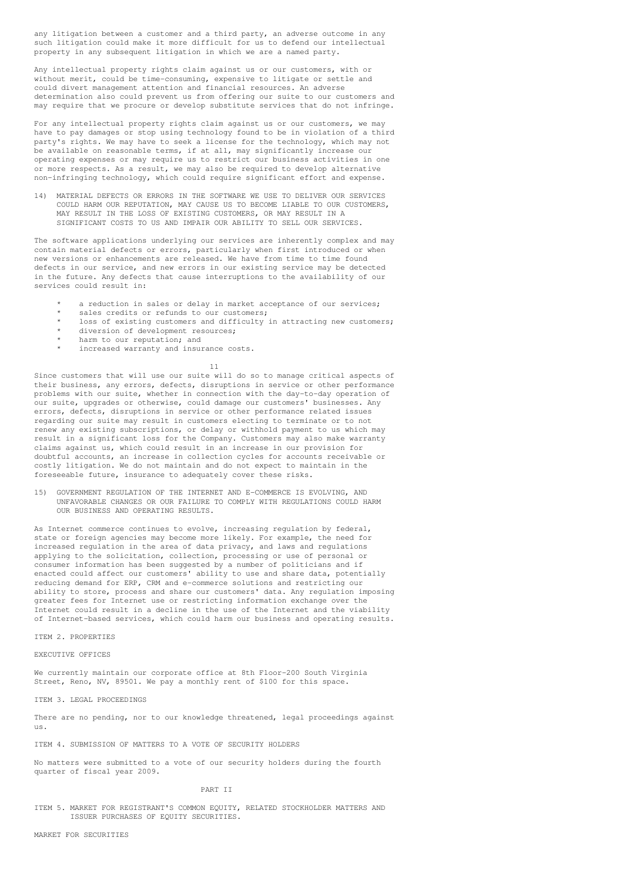any litigation between a customer and a third party, an adverse outcome in any such litigation could make it more difficult for us to defend our intellectual property in any subsequent litigation in which we are a named party.

Any intellectual property rights claim against us or our customers, with or without merit, could be time-consuming, expensive to litigate or settle and could divert management attention and financial resources. An adverse determination also could prevent us from offering our suite to our customers and may require that we procure or develop substitute services that do not infringe.

For any intellectual property rights claim against us or our customers, we may have to pay damages or stop using technology found to be in violation of a third party's rights. We may have to seek a license for the technology, which may not be available on reasonable terms, if at all, may significantly increase our operating expenses or may require us to restrict our business activities in one or more respects. As a result, we may also be required to develop alternative non-infringing technology, which could require significant effort and expense.

14) MATERIAL DEFECTS OR ERRORS IN THE SOFTWARE WE USE TO DELIVER OUR SERVICES COULD HARM OUR REPUTATION, MAY CAUSE US TO BECOME LIABLE TO OUR CUSTOMERS, MAY RESULT IN THE LOSS OF EXISTING CUSTOMERS, OR MAY RESULT IN A SIGNIFICANT COSTS TO US AND IMPAIR OUR ABILITY TO SELL OUR SERVICES.

The software applications underlying our services are inherently complex and may contain material defects or errors, particularly when first introduced or when new versions or enhancements are released. We have from time to time found defects in our service, and new errors in our existing service may be detected in the future. Any defects that cause interruptions to the availability of our services could result in:

* a reduction in sales or delay in market acceptance of our services;
* sales credits or refunds to our customers;
* loss of existing customers and difficulty in attracting new customers;
* diversion of development resources;
* harm to our reputation; and
* increased warranty and insurance costs.

Since customers that will use our suite will do so to manage critical aspects of their business, any errors, defects, disruptions in service or other performance problems with our suite, whether in connection with the day-to-day operation of our suite, upgrades or otherwise, could damage our customers' businesses. Any errors, defects, disruptions in service or other performance related issues regarding our suite may result in customers electing to terminate or to not renew any existing subscriptions, or delay or withhold payment to us which may result in a significant loss for the Company. Customers may also make warranty claims against us, which could result in an increase in our provision for doubtful accounts, an increase in collection cycles for accounts receivable or costly litigation. We do not maintain and do not expect to maintain in the foreseeable future, insurance to adequately cover these risks.

15) GOVERNMENT REGULATION OF THE INTERNET AND E-COMMERCE IS EVOLVING, AND UNFAVORABLE CHANGES OR OUR FAILURE TO COMPLY WITH REGULATIONS COULD HARM OUR BUSINESS AND OPERATING RESULTS.

As Internet commerce continues to evolve, increasing regulation by federal, state or foreign agencies may become more likely. For example, the need for increased regulation in the area of data privacy, and laws and regulations applying to the solicitation, collection, processing or use of personal or consumer information has been suggested by a number of politicians and if enacted could affect our customers' ability to use and share data, potentially reducing demand for ERP, CRM and e-commerce solutions and restricting our ability to store, process and share our customers' data. Any regulation imposing greater fees for Internet use or restricting information exchange over the Internet could result in a decline in the use of the Internet and the viability of Internet-based services, which could harm our business and operating results.

## ITEM 2. PROPERTIES

### EXECUTIVE OFFICES

We currently maintain our corporate office at 8th Floor-200 South Virginia Street, Reno, NV, 89501. We pay a monthly rent of $100 for this space.

## ITEM 3. LEGAL PROCEEDINGS

There are no pending, nor to our knowledge threatened, legal proceedings against us.

## ITEM 4. SUBMISSION OF MATTERS TO A VOTE OF SECURITY HOLDERS

No matters were submitted to a vote of our security holders during the fourth quarter of fiscal year 2009.

# PART II

## ITEM 5. MARKET FOR REGISTRANT'S COMMON EQUITY, RELATED STOCKHOLDER MATTERS AND ISSUER PURCHASES OF EQUITY SECURITIES.

### MARKET FOR SECURITIES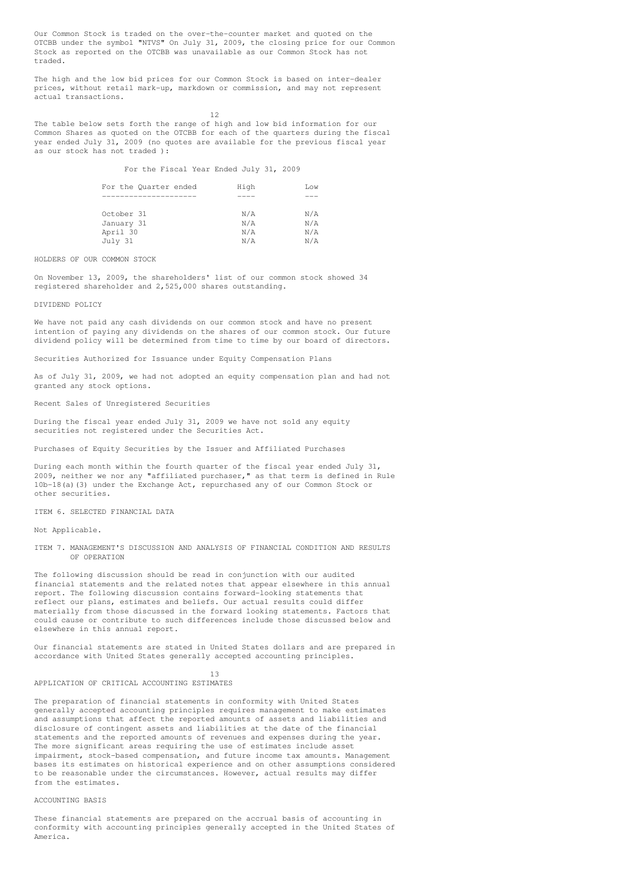Our Common Stock is traded on the over-the-counter market and quoted on the OTCBB under the symbol "NTVS" On July 31, 2009, the closing price for our Common Stock as reported on the OTCBB was unavailable as our Common Stock has not traded.

The high and the low bid prices for our Common Stock is based on inter-dealer prices, without retail mark-up, markdown or commission, and may not represent actual transactions.

The table below sets forth the range of high and low bid information for our Common Shares as quoted on the OTCBB for each of the quarters during the fiscal year ended July 31, 2009 (no quotes are available for the previous fiscal year as our stock has not traded ):

For the Fiscal Year Ended July 31, 2009

| For the Quarter ended | High | Low |
|---|---|---|
| October 31 | N/A | N/A |
| January 31 | N/A | N/A |
| April 30 | N/A | N/A |
| July 31 | N/A | N/A |

## HOLDERS OF OUR COMMON STOCK

On November 13, 2009, the shareholders' list of our common stock showed 34 registered shareholder and 2,525,000 shares outstanding.

## DIVIDEND POLICY

We have not paid any cash dividends on our common stock and have no present intention of paying any dividends on the shares of our common stock. Our future dividend policy will be determined from time to time by our board of directors.

### Securities Authorized for Issuance under Equity Compensation Plans

As of July 31, 2009, we had not adopted an equity compensation plan and had not granted any stock options.

### Recent Sales of Unregistered Securities

During the fiscal year ended July 31, 2009 we have not sold any equity securities not registered under the Securities Act.

### Purchases of Equity Securities by the Issuer and Affiliated Purchases

During each month within the fourth quarter of the fiscal year ended July 31, 2009, neither we nor any "affiliated purchaser," as that term is defined in Rule 10b-18(a)(3) under the Exchange Act, repurchased any of our Common Stock or other securities.

## ITEM 6. SELECTED FINANCIAL DATA

Not Applicable.

## ITEM 7. MANAGEMENT'S DISCUSSION AND ANALYSIS OF FINANCIAL CONDITION AND RESULTS OF OPERATION

The following discussion should be read in conjunction with our audited financial statements and the related notes that appear elsewhere in this annual report. The following discussion contains forward-looking statements that reflect our plans, estimates and beliefs. Our actual results could differ materially from those discussed in the forward looking statements. Factors that could cause or contribute to such differences include those discussed below and elsewhere in this annual report.

Our financial statements are stated in United States dollars and are prepared in accordance with United States generally accepted accounting principles.

## APPLICATION OF CRITICAL ACCOUNTING ESTIMATES

The preparation of financial statements in conformity with United States generally accepted accounting principles requires management to make estimates and assumptions that affect the reported amounts of assets and liabilities and disclosure of contingent assets and liabilities at the date of the financial statements and the reported amounts of revenues and expenses during the year. The more significant areas requiring the use of estimates include asset impairment, stock-based compensation, and future income tax amounts. Management bases its estimates on historical experience and on other assumptions considered to be reasonable under the circumstances. However, actual results may differ from the estimates.

## ACCOUNTING BASIS

These financial statements are prepared on the accrual basis of accounting in conformity with accounting principles generally accepted in the United States of America.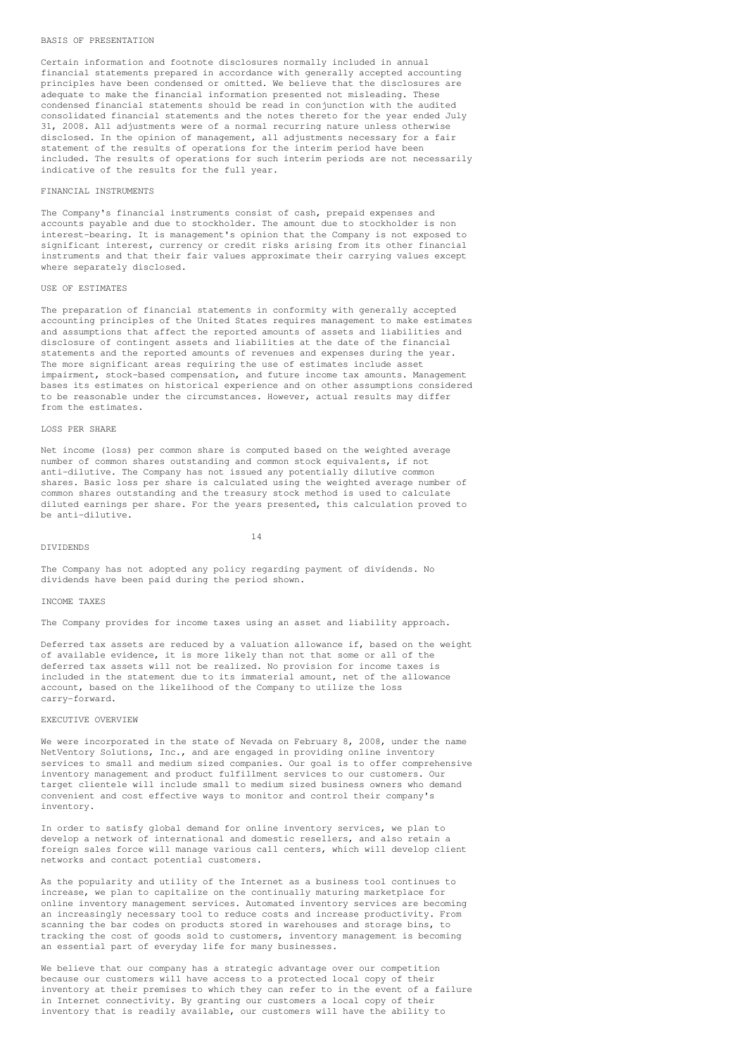## BASIS OF PRESENTATION

Certain information and footnote disclosures normally included in annual financial statements prepared in accordance with generally accepted accounting principles have been condensed or omitted. We believe that the disclosures are adequate to make the financial information presented not misleading. These condensed financial statements should be read in conjunction with the audited consolidated financial statements and the notes thereto for the year ended July 31, 2008. All adjustments were of a normal recurring nature unless otherwise disclosed. In the opinion of management, all adjustments necessary for a fair statement of the results of operations for the interim period have been included. The results of operations for such interim periods are not necessarily indicative of the results for the full year.

## FINANCIAL INSTRUMENTS

The Company's financial instruments consist of cash, prepaid expenses and accounts payable and due to stockholder. The amount due to stockholder is non interest-bearing. It is management's opinion that the Company is not exposed to significant interest, currency or credit risks arising from its other financial instruments and that their fair values approximate their carrying values except where separately disclosed.

## USE OF ESTIMATES

The preparation of financial statements in conformity with generally accepted accounting principles of the United States requires management to make estimates and assumptions that affect the reported amounts of assets and liabilities and disclosure of contingent assets and liabilities at the date of the financial statements and the reported amounts of revenues and expenses during the year. The more significant areas requiring the use of estimates include asset impairment, stock-based compensation, and future income tax amounts. Management bases its estimates on historical experience and on other assumptions considered to be reasonable under the circumstances. However, actual results may differ from the estimates.

## LOSS PER SHARE

Net income (loss) per common share is computed based on the weighted average number of common shares outstanding and common stock equivalents, if not anti-dilutive. The Company has not issued any potentially dilutive common shares. Basic loss per share is calculated using the weighted average number of common shares outstanding and the treasury stock method is used to calculate diluted earnings per share. For the years presented, this calculation proved to be anti-dilutive.

## DIVIDENDS

The Company has not adopted any policy regarding payment of dividends. No dividends have been paid during the period shown.

## INCOME TAXES

The Company provides for income taxes using an asset and liability approach.

Deferred tax assets are reduced by a valuation allowance if, based on the weight of available evidence, it is more likely than not that some or all of the deferred tax assets will not be realized. No provision for income taxes is included in the statement due to its immaterial amount, net of the allowance account, based on the likelihood of the Company to utilize the loss carry-forward.

## EXECUTIVE OVERVIEW

We were incorporated in the state of Nevada on February 8, 2008, under the name NetVentory Solutions, Inc., and are engaged in providing online inventory services to small and medium sized companies. Our goal is to offer comprehensive inventory management and product fulfillment services to our customers. Our target clientele will include small to medium sized business owners who demand convenient and cost effective ways to monitor and control their company's inventory.

In order to satisfy global demand for online inventory services, we plan to develop a network of international and domestic resellers, and also retain a foreign sales force will manage various call centers, which will develop client networks and contact potential customers.

As the popularity and utility of the Internet as a business tool continues to increase, we plan to capitalize on the continually maturing marketplace for online inventory management services. Automated inventory services are becoming an increasingly necessary tool to reduce costs and increase productivity. From scanning the bar codes on products stored in warehouses and storage bins, to tracking the cost of goods sold to customers, inventory management is becoming an essential part of everyday life for many businesses.

We believe that our company has a strategic advantage over our competition because our customers will have access to a protected local copy of their inventory at their premises to which they can refer to in the event of a failure in Internet connectivity. By granting our customers a local copy of their inventory that is readily available, our customers will have the ability to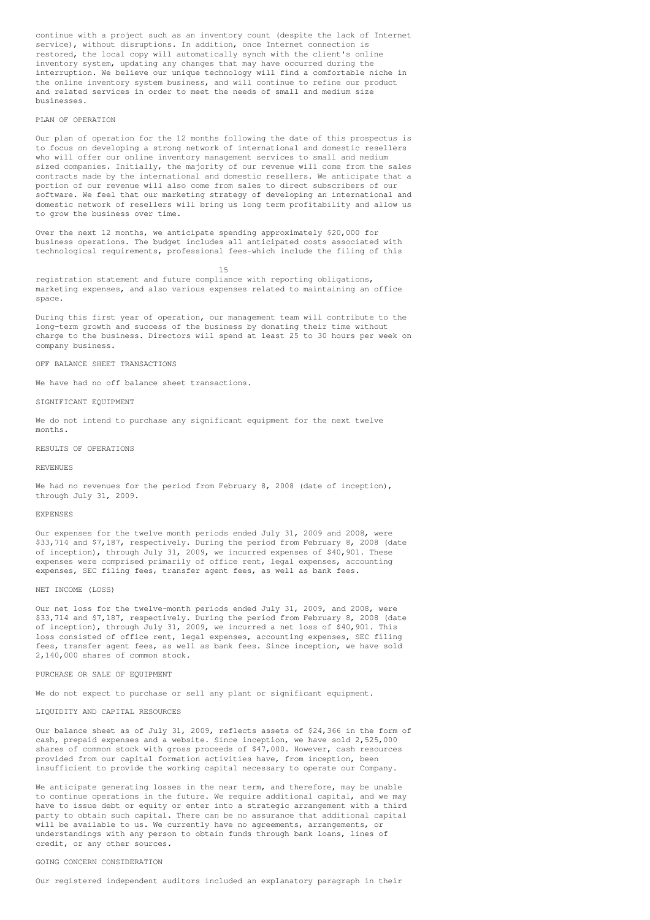continue with a project such as an inventory count (despite the lack of Internet service), without disruptions. In addition, once Internet connection is restored, the local copy will automatically synch with the client's online inventory system, updating any changes that may have occurred during the interruption. We believe our unique technology will find a comfortable niche in the online inventory system business, and will continue to refine our product and related services in order to meet the needs of small and medium size businesses.

## PLAN OF OPERATION

Our plan of operation for the 12 months following the date of this prospectus is to focus on developing a strong network of international and domestic resellers who will offer our online inventory management services to small and medium sized companies. Initially, the majority of our revenue will come from the sales contracts made by the international and domestic resellers. We anticipate that a portion of our revenue will also come from sales to direct subscribers of our software. We feel that our marketing strategy of developing an international and domestic network of resellers will bring us long term profitability and allow us to grow the business over time.

Over the next 12 months, we anticipate spending approximately $20,000 for business operations. The budget includes all anticipated costs associated with technological requirements, professional fees-which include the filing of this registration statement and future compliance with reporting obligations, marketing expenses, and also various expenses related to maintaining an office space.

During this first year of operation, our management team will contribute to the long-term growth and success of the business by donating their time without charge to the business. Directors will spend at least 25 to 30 hours per week on company business.

## OFF BALANCE SHEET TRANSACTIONS

We have had no off balance sheet transactions.

## SIGNIFICANT EQUIPMENT

We do not intend to purchase any significant equipment for the next twelve months.

## RESULTS OF OPERATIONS

### REVENUES

We had no revenues for the period from February 8, 2008 (date of inception), through July 31, 2009.

### EXPENSES

Our expenses for the twelve month periods ended July 31, 2009 and 2008, were $33,714 and $7,187, respectively. During the period from February 8, 2008 (date of inception), through July 31, 2009, we incurred expenses of $40,901. These expenses were comprised primarily of office rent, legal expenses, accounting expenses, SEC filing fees, transfer agent fees, as well as bank fees.

### NET INCOME (LOSS)

Our net loss for the twelve-month periods ended July 31, 2009, and 2008, were $33,714 and $7,187, respectively. During the period from February 8, 2008 (date of inception), through July 31, 2009, we incurred a net loss of $40,901. This loss consisted of office rent, legal expenses, accounting expenses, SEC filing fees, transfer agent fees, as well as bank fees. Since inception, we have sold 2,140,000 shares of common stock.

## PURCHASE OR SALE OF EQUIPMENT

We do not expect to purchase or sell any plant or significant equipment.

## LIQUIDITY AND CAPITAL RESOURCES

Our balance sheet as of July 31, 2009, reflects assets of $24,366 in the form of cash, prepaid expenses and a website. Since inception, we have sold 2,525,000 shares of common stock with gross proceeds of $47,000. However, cash resources provided from our capital formation activities have, from inception, been insufficient to provide the working capital necessary to operate our Company.

We anticipate generating losses in the near term, and therefore, may be unable to continue operations in the future. We require additional capital, and we may have to issue debt or equity or enter into a strategic arrangement with a third party to obtain such capital. There can be no assurance that additional capital will be available to us. We currently have no agreements, arrangements, or understandings with any person to obtain funds through bank loans, lines of credit, or any other sources.

## GOING CONCERN CONSIDERATION

Our registered independent auditors included an explanatory paragraph in their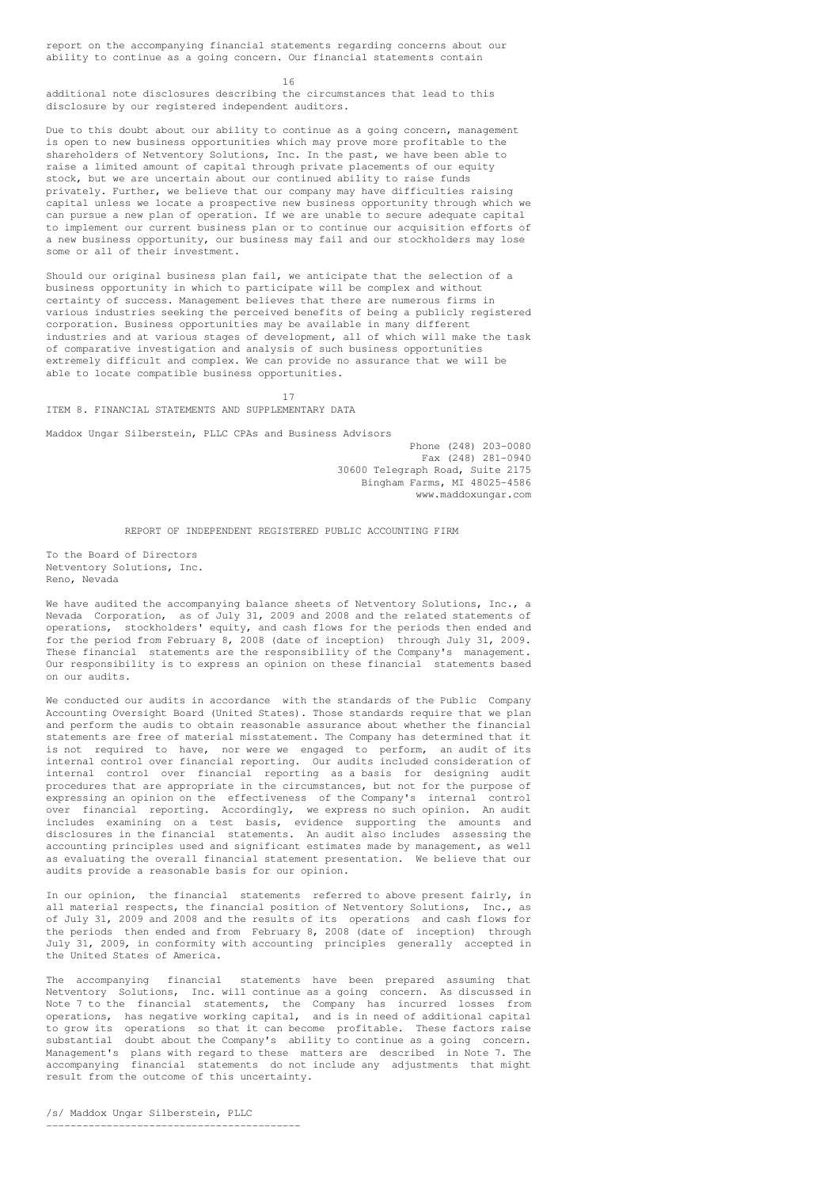report on the accompanying financial statements regarding concerns about our ability to continue as a going concern. Our financial statements contain additional note disclosures describing the circumstances that lead to this disclosure by our registered independent auditors.

Due to this doubt about our ability to continue as a going concern, management is open to new business opportunities which may prove more profitable to the shareholders of Netventory Solutions, Inc. In the past, we have been able to raise a limited amount of capital through private placements of our equity stock, but we are uncertain about our continued ability to raise funds privately. Further, we believe that our company may have difficulties raising capital unless we locate a prospective new business opportunity through which we can pursue a new plan of operation. If we are unable to secure adequate capital to implement our current business plan or to continue our acquisition efforts of a new business opportunity, our business may fail and our stockholders may lose some or all of their investment.

Should our original business plan fail, we anticipate that the selection of a business opportunity in which to participate will be complex and without certainty of success. Management believes that there are numerous firms in various industries seeking the perceived benefits of being a publicly registered corporation. Business opportunities may be available in many different industries and at various stages of development, all of which will make the task of comparative investigation and analysis of such business opportunities extremely difficult and complex. We can provide no assurance that we will be able to locate compatible business opportunities.

## ITEM 8. FINANCIAL STATEMENTS AND SUPPLEMENTARY DATA

Maddox Ungar Silberstein, PLLC CPAs and Business Advisors

Phone (248) 203-0080
Fax (248) 281-0940
30600 Telegraph Road, Suite 2175
Bingham Farms, MI 48025-4586
www.maddoxungar.com

### REPORT OF INDEPENDENT REGISTERED PUBLIC ACCOUNTING FIRM

To the Board of Directors
Netventory Solutions, Inc.
Reno, Nevada

We have audited the accompanying balance sheets of Netventory Solutions, Inc., a Nevada Corporation, as of July 31, 2009 and 2008 and the related statements of operations, stockholders' equity, and cash flows for the periods then ended and for the period from February 8, 2008 (date of inception) through July 31, 2009. These financial statements are the responsibility of the Company's management. Our responsibility is to express an opinion on these financial statements based on our audits.

We conducted our audits in accordance with the standards of the Public Company Accounting Oversight Board (United States). Those standards require that we plan and perform the audis to obtain reasonable assurance about whether the financial statements are free of material misstatement. The Company has determined that it is not required to have, nor were we engaged to perform, an audit of its internal control over financial reporting. Our audits included consideration of internal control over financial reporting as a basis for designing audit procedures that are appropriate in the circumstances, but not for the purpose of expressing an opinion on the effectiveness of the Company's internal control over financial reporting. Accordingly, we express no such opinion. An audit includes examining on a test basis, evidence supporting the amounts and disclosures in the financial statements. An audit also includes assessing the accounting principles used and significant estimates made by management, as well as evaluating the overall financial statement presentation. We believe that our audits provide a reasonable basis for our opinion.

In our opinion, the financial statements referred to above present fairly, in all material respects, the financial position of Netventory Solutions, Inc., as of July 31, 2009 and 2008 and the results of its operations and cash flows for the periods then ended and from February 8, 2008 (date of inception) through July 31, 2009, in conformity with accounting principles generally accepted in the United States of America.

The accompanying financial statements have been prepared assuming that Netventory Solutions, Inc. will continue as a going concern. As discussed in Note 7 to the financial statements, the Company has incurred losses from operations, has negative working capital, and is in need of additional capital to grow its operations so that it can become profitable. These factors raise substantial doubt about the Company's ability to continue as a going concern. Management's plans with regard to these matters are described in Note 7. The accompanying financial statements do not include any adjustments that might result from the outcome of this uncertainty.

/s/ Maddox Ungar Silberstein, PLLC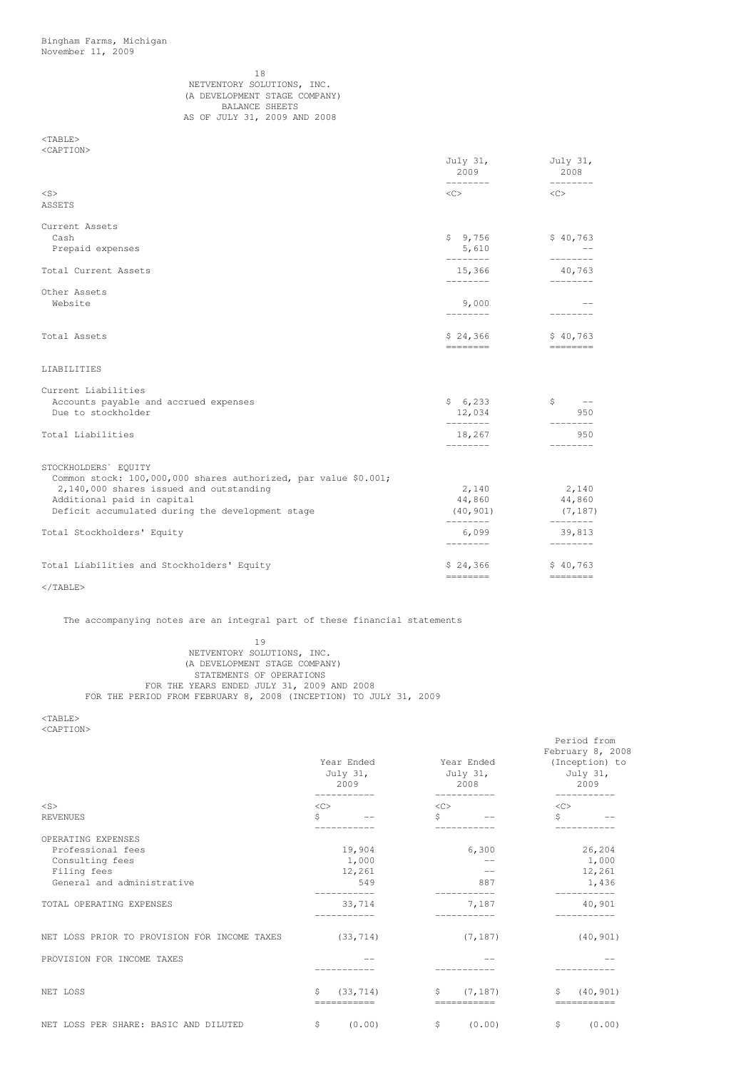Bingham Farms, Michigan
November 11, 2009

NETVENTORY SOLUTIONS, INC.
(A DEVELOPMENT STAGE COMPANY)
BALANCE SHEETS
AS OF JULY 31, 2009 AND 2008

| | July 31, 2009 | July 31, 2008 |
|---|---|---|
| ASSETS | | |
| Current Assets | | |
| Cash | $ 9,756 | $ 40,763 |
| Prepaid expenses | 5,610 | -- |
| Total Current Assets | 15,366 | 40,763 |
| Other Assets | | |
| Website | 9,000 | -- |
| Total Assets | $ 24,366 | $ 40,763 |
| LIABILITIES | | |
| Current Liabilities | | |
| Accounts payable and accrued expenses | $ 6,233 | $ -- |
| Due to stockholder | 12,034 | 950 |
| Total Liabilities | 18,267 | 950 |
| STOCKHOLDERS` EQUITY | | |
| Common stock: 100,000,000 shares authorized, par value $0.001; 2,140,000 shares issued and outstanding | 2,140 | 2,140 |
| Additional paid in capital | 44,860 | 44,860 |
| Deficit accumulated during the development stage | (40,901) | (7,187) |
| Total Stockholders' Equity | 6,099 | 39,813 |
| Total Liabilities and Stockholders' Equity | $ 24,366 | $ 40,763 |

The accompanying notes are an integral part of these financial statements

NETVENTORY SOLUTIONS, INC.
(A DEVELOPMENT STAGE COMPANY)
STATEMENTS OF OPERATIONS
FOR THE YEARS ENDED JULY 31, 2009 AND 2008
FOR THE PERIOD FROM FEBRUARY 8, 2008 (INCEPTION) TO JULY 31, 2009

| | Year Ended July 31, 2009 | Year Ended July 31, 2008 | Period from February 8, 2008 (Inception) to July 31, 2009 |
|---|---|---|---|
| REVENUES | $ -- | $ -- | $ -- |
| OPERATING EXPENSES | | | |
| Professional fees | 19,904 | 6,300 | 26,204 |
| Consulting fees | 1,000 | -- | 1,000 |
| Filing fees | 12,261 | -- | 12,261 |
| General and administrative | 549 | 887 | 1,436 |
| TOTAL OPERATING EXPENSES | 33,714 | 7,187 | 40,901 |
| NET LOSS PRIOR TO PROVISION FOR INCOME TAXES | (33,714) | (7,187) | (40,901) |
| PROVISION FOR INCOME TAXES | -- | -- | -- |
| NET LOSS | $ (33,714) | $ (7,187) | $ (40,901) |
| NET LOSS PER SHARE: BASIC AND DILUTED | $ (0.00) | $ (0.00) | $ (0.00) |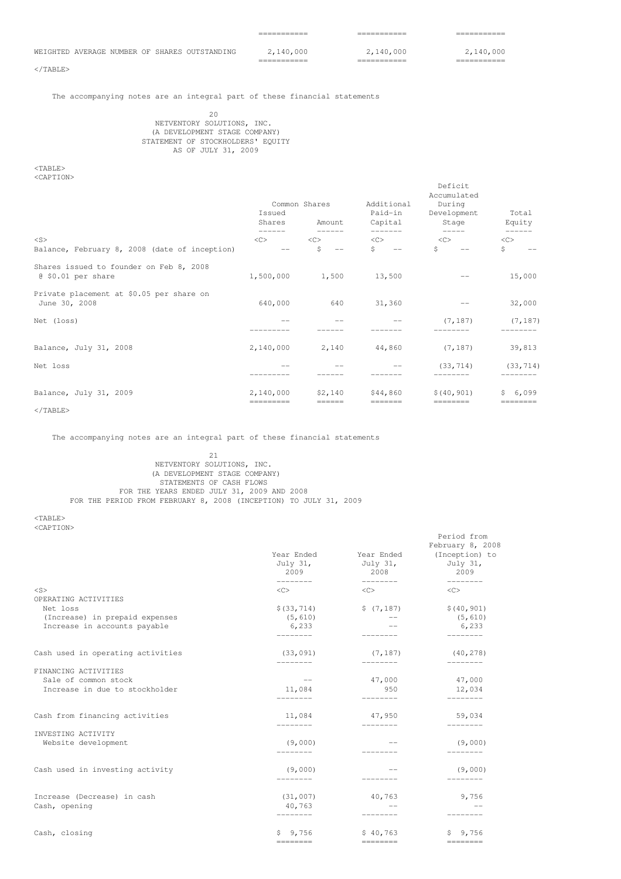| | | | |
|---|---|---|---|
| WEIGHTED AVERAGE NUMBER OF SHARES OUTSTANDING | 2,140,000 | 2,140,000 | 2,140,000 |

The accompanying notes are an integral part of these financial statements

NETVENTORY SOLUTIONS, INC.
(A DEVELOPMENT STAGE COMPANY)
STATEMENT OF STOCKHOLDERS' EQUITY
AS OF JULY 31, 2009

| | Common Shares | | Additional | Deficit Accumulated During | |
|---|---|---|---|---|---|
| | Issued Shares | Amount | Paid-in Capital | Development Stage | Total Equity |
| Balance, February 8, 2008 (date of inception) | -- | $ -- | $ -- | $ -- | $ -- |
| Shares issued to founder on Feb 8, 2008 @ $0.01 per share | 1,500,000 | 1,500 | 13,500 | -- | 15,000 |
| Private placement at $0.05 per share on June 30, 2008 | 640,000 | 640 | 31,360 | -- | 32,000 |
| Net (loss) | -- | -- | -- | (7,187) | (7,187) |
| Balance, July 31, 2008 | 2,140,000 | 2,140 | 44,860 | (7,187) | 39,813 |
| Net loss | -- | -- | -- | (33,714) | (33,714) |
| Balance, July 31, 2009 | 2,140,000 | $2,140 | $44,860 | $(40,901) | $ 6,099 |

The accompanying notes are an integral part of these financial statements

NETVENTORY SOLUTIONS, INC.
(A DEVELOPMENT STAGE COMPANY)
STATEMENTS OF CASH FLOWS
FOR THE YEARS ENDED JULY 31, 2009 AND 2008
FOR THE PERIOD FROM FEBRUARY 8, 2008 (INCEPTION) TO JULY 31, 2009

| | Year Ended July 31, 2009 | Year Ended July 31, 2008 | Period from February 8, 2008 (Inception) to July 31, 2009 |
|---|---|---|---|
| OPERATING ACTIVITIES | | | |
| Net loss | $(33,714) | $ (7,187) | $(40,901) |
| (Increase) in prepaid expenses | (5,610) | -- | (5,610) |
| Increase in accounts payable | 6,233 | -- | 6,233 |
| Cash used in operating activities | (33,091) | (7,187) | (40,278) |
| FINANCING ACTIVITIES | | | |
| Sale of common stock | -- | 47,000 | 47,000 |
| Increase in due to stockholder | 11,084 | 950 | 12,034 |
| Cash from financing activities | 11,084 | 47,950 | 59,034 |
| INVESTING ACTIVITY | | | |
| Website development | (9,000) | -- | (9,000) |
| Cash used in investing activity | (9,000) | -- | (9,000) |
| Increase (Decrease) in cash | (31,007) | 40,763 | 9,756 |
| Cash, opening | 40,763 | -- | -- |
| Cash, closing | $ 9,756 | $ 40,763 | $ 9,756 |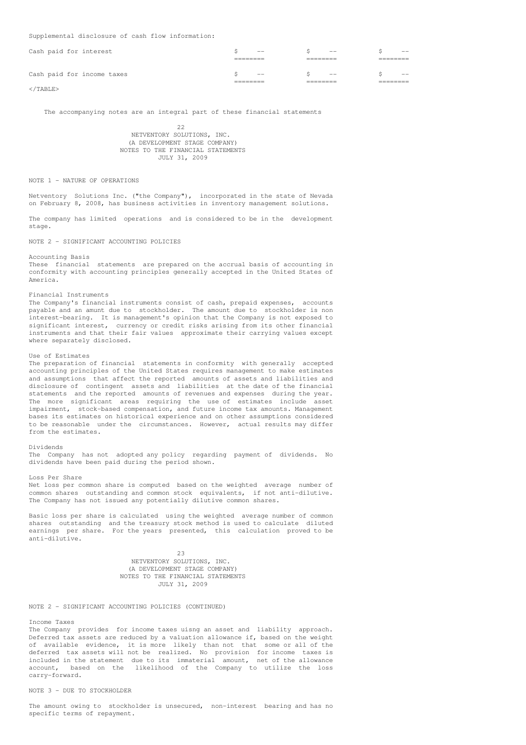Supplemental disclosure of cash flow information:

| | | | |
|---|---|---|---|
| Cash paid for interest | $ -- | $ -- | $ -- |
| Cash paid for income taxes | $ -- | $ -- | $ -- |

</TABLE>

The accompanying notes are an integral part of these financial statements

NETVENTORY SOLUTIONS, INC.
(A DEVELOPMENT STAGE COMPANY)
NOTES TO THE FINANCIAL STATEMENTS
JULY 31, 2009

NOTE 1 - NATURE OF OPERATIONS

Netventory Solutions Inc. ("the Company"), incorporated in the state of Nevada on February 8, 2008, has business activities in inventory management solutions.

The company has limited operations and is considered to be in the development stage.

NOTE 2 - SIGNIFICANT ACCOUNTING POLICIES

Accounting Basis
These financial statements are prepared on the accrual basis of accounting in conformity with accounting principles generally accepted in the United States of America.

Financial Instruments
The Company's financial instruments consist of cash, prepaid expenses, accounts payable and an amunt due to stockholder. The amount due to stockholder is non interest-bearing. It is management's opinion that the Company is not exposed to significant interest, currency or credit risks arising from its other financial instruments and that their fair values approximate their carrying values except where separately disclosed.

Use of Estimates
The preparation of financial statements in conformity with generally accepted accounting principles of the United States requires management to make estimates and assumptions that affect the reported amounts of assets and liabilities and disclosure of contingent assets and liabilities at the date of the financial statements and the reported amounts of revenues and expenses during the year. The more significant areas requiring the use of estimates include asset impairment, stock-based compensation, and future income tax amounts. Management bases its estimates on historical experience and on other assumptions considered to be reasonable under the circumstances. However, actual results may differ from the estimates.

Dividends
The Company has not adopted any policy regarding payment of dividends. No dividends have been paid during the period shown.

Loss Per Share
Net loss per common share is computed based on the weighted average number of common shares outstanding and common stock equivalents, if not anti-dilutive. The Company has not issued any potentially dilutive common shares.

Basic loss per share is calculated using the weighted average number of common shares outstanding and the treasury stock method is used to calculate diluted earnings per share. For the years presented, this calculation proved to be anti-dilutive.

NETVENTORY SOLUTIONS, INC.
(A DEVELOPMENT STAGE COMPANY)
NOTES TO THE FINANCIAL STATEMENTS
JULY 31, 2009

NOTE 2 - SIGNIFICANT ACCOUNTING POLICIES (CONTINUED)

Income Taxes
The Company provides for income taxes uisng an asset and liability approach. Deferred tax assets are reduced by a valuation allowance if, based on the weight of available evidence, it is more likely than not that some or all of the deferred tax assets will not be realized. No provision for income taxes is included in the statement due to its immaterial amount, net of the allowance account, based on the likelihood of the Company to utilize the loss carry-forward.

NOTE 3 - DUE TO STOCKHOLDER

The amount owing to stockholder is unsecured, non-interest bearing and has no specific terms of repayment.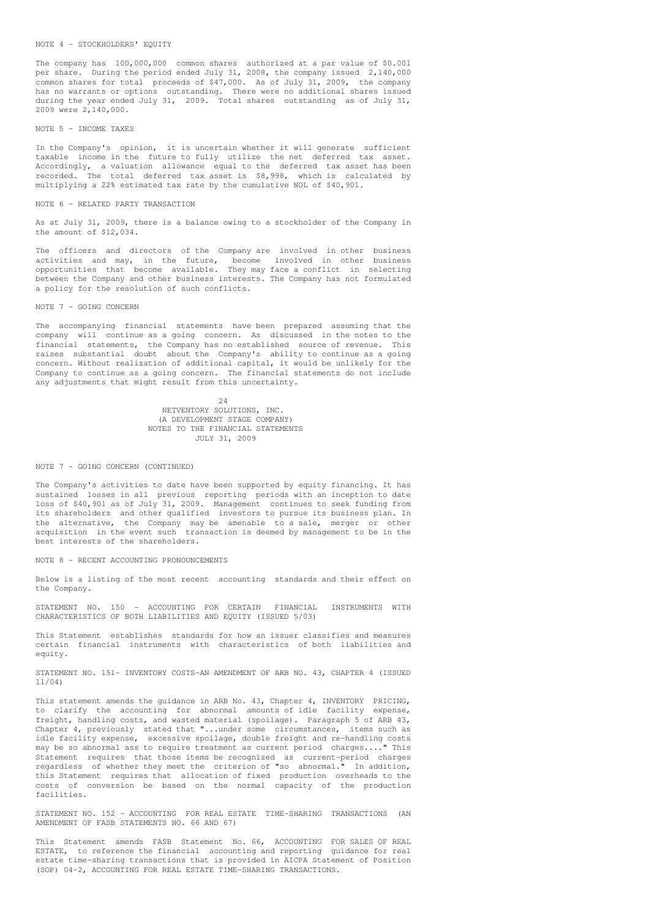## NOTE 4 - STOCKHOLDERS' EQUITY

The company has 100,000,000 common shares authorized at a par value of $0.001 per share. During the period ended July 31, 2008, the company issued 2,140,000 common shares for total proceeds of $47,000. As of July 31, 2009, the company has no warrants or options outstanding. There were no additional shares issued during the year ended July 31, 2009. Total shares outstanding as of July 31, 2009 were 2,140,000.

## NOTE 5 - INCOME TAXES

In the Company's opinion, it is uncertain whether it will generate sufficient taxable income in the future to fully utilize the net deferred tax asset. Accordingly, a valuation allowance equal to the deferred tax asset has been recorded. The total deferred tax asset is $8,998, which is calculated by multiplying a 22% estimated tax rate by the cumulative NOL of $40,901.

## NOTE 6 - RELATED PARTY TRANSACTION

As at July 31, 2009, there is a balance owing to a stockholder of the Company in the amount of $12,034.

The officers and directors of the Company are involved in other business activities and may, in the future, become involved in other business opportunities that become available. They may face a conflict in selecting between the Company and other business interests. The Company has not formulated a policy for the resolution of such conflicts.

## NOTE 7 - GOING CONCERN

The accompanying financial statements have been prepared assuming that the company will continue as a going concern. As discussed in the notes to the financial statements, the Company has no established source of revenue. This raises substantial doubt about the Company's ability to continue as a going concern. Without realization of additional capital, it would be unlikely for the Company to continue as a going concern. The financial statements do not include any adjustments that might result from this uncertainty.

NETVENTORY SOLUTIONS, INC.
(A DEVELOPMENT STAGE COMPANY)
NOTES TO THE FINANCIAL STATEMENTS
JULY 31, 2009

## NOTE 7 - GOING CONCERN (CONTINUED)

The Company's activities to date have been supported by equity financing. It has sustained losses in all previous reporting periods with an inception to date loss of $40,901 as of July 31, 2009. Management continues to seek funding from its shareholders and other qualified investors to pursue its business plan. In the alternative, the Company may be amenable to a sale, merger or other acquisition in the event such transaction is deemed by management to be in the best interests of the shareholders.

## NOTE 8 - RECENT ACCOUNTING PRONOUNCEMENTS

Below is a listing of the most recent accounting standards and their effect on the Company.

STATEMENT NO. 150 - ACCOUNTING FOR CERTAIN FINANCIAL INSTRUMENTS WITH CHARACTERISTICS OF BOTH LIABILITIES AND EQUITY (ISSUED 5/03)

This Statement establishes standards for how an issuer classifies and measures certain financial instruments with characteristics of both liabilities and equity.

STATEMENT NO. 151- INVENTORY COSTS-AN AMENDMENT OF ARB NO. 43, CHAPTER 4 (ISSUED 11/04)

This statement amends the guidance in ARB No. 43, Chapter 4, INVENTORY PRICING, to clarify the accounting for abnormal amounts of idle facility expense, freight, handling costs, and wasted material (spoilage). Paragraph 5 of ARB 43, Chapter 4, previously stated that "...under some circumstances, items such as idle facility expense, excessive spoilage, double freight and re-handling costs may be so abnormal ass to require treatment as current period charges...." This Statement requires that those items be recognized as current-period charges regardless of whether they meet the criterion of "so abnormal." In addition, this Statement requires that allocation of fixed production overheads to the costs of conversion be based on the normal capacity of the production facilities.

STATEMENT NO. 152 - ACCOUNTING FOR REAL ESTATE TIME-SHARING TRANSACTIONS (AN AMENDMENT OF FASB STATEMENTS NO. 66 AND 67)

This Statement amends FASB Statement No. 66, ACCOUNTING FOR SALES OF REAL ESTATE, to reference the financial accounting and reporting guidance for real estate time-sharing transactions that is provided in AICPA Statement of Position (SOP) 04-2, ACCOUNTING FOR REAL ESTATE TIME-SHARING TRANSACTIONS.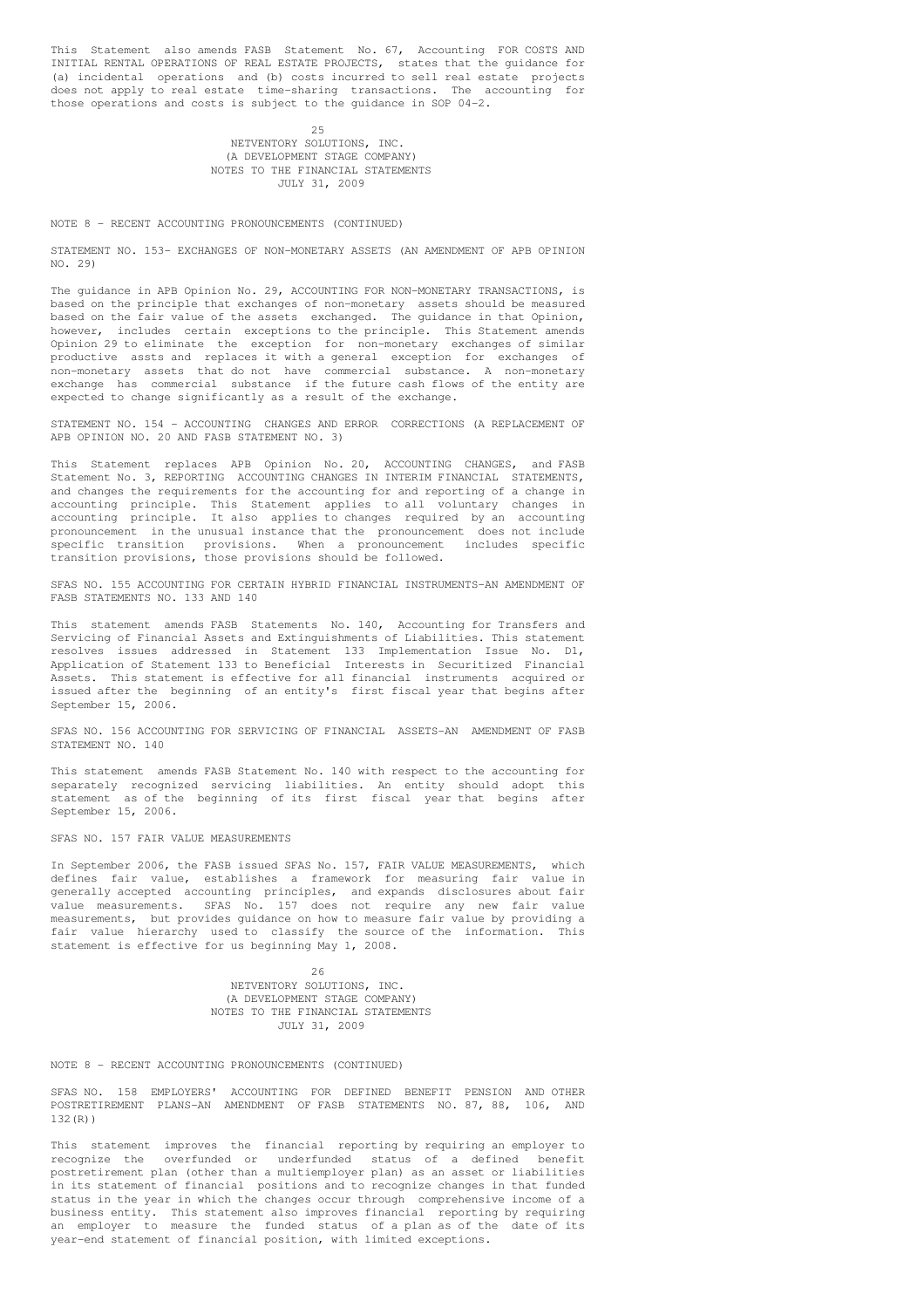This Statement also amends FASB Statement No. 67, Accounting FOR COSTS AND INITIAL RENTAL OPERATIONS OF REAL ESTATE PROJECTS, states that the guidance for (a) incidental operations and (b) costs incurred to sell real estate projects does not apply to real estate time-sharing transactions. The accounting for those operations and costs is subject to the guidance in SOP 04-2.

NETVENTORY SOLUTIONS, INC.
(A DEVELOPMENT STAGE COMPANY)
NOTES TO THE FINANCIAL STATEMENTS
JULY 31, 2009

NOTE 8 - RECENT ACCOUNTING PRONOUNCEMENTS (CONTINUED)

STATEMENT NO. 153- EXCHANGES OF NON-MONETARY ASSETS (AN AMENDMENT OF APB OPINION NO. 29)

The guidance in APB Opinion No. 29, ACCOUNTING FOR NON-MONETARY TRANSACTIONS, is based on the principle that exchanges of non-monetary assets should be measured based on the fair value of the assets exchanged. The guidance in that Opinion, however, includes certain exceptions to the principle. This Statement amends Opinion 29 to eliminate the exception for non-monetary exchanges of similar productive assts and replaces it with a general exception for exchanges of non-monetary assets that do not have commercial substance. A non-monetary exchange has commercial substance if the future cash flows of the entity are expected to change significantly as a result of the exchange.

STATEMENT NO. 154 - ACCOUNTING CHANGES AND ERROR CORRECTIONS (A REPLACEMENT OF APB OPINION NO. 20 AND FASB STATEMENT NO. 3)

This Statement replaces APB Opinion No. 20, ACCOUNTING CHANGES, and FASB Statement No. 3, REPORTING ACCOUNTING CHANGES IN INTERIM FINANCIAL STATEMENTS, and changes the requirements for the accounting for and reporting of a change in accounting principle. This Statement applies to all voluntary changes in accounting principle. It also applies to changes required by an accounting pronouncement in the unusual instance that the pronouncement does not include specific transition provisions. When a pronouncement includes specific transition provisions, those provisions should be followed.

SFAS NO. 155 ACCOUNTING FOR CERTAIN HYBRID FINANCIAL INSTRUMENTS-AN AMENDMENT OF FASB STATEMENTS NO. 133 AND 140

This statement amends FASB Statements No. 140, Accounting for Transfers and Servicing of Financial Assets and Extinguishments of Liabilities. This statement resolves issues addressed in Statement 133 Implementation Issue No. D1, Application of Statement 133 to Beneficial Interests in Securitized Financial Assets. This statement is effective for all financial instruments acquired or issued after the beginning of an entity's first fiscal year that begins after September 15, 2006.

SFAS NO. 156 ACCOUNTING FOR SERVICING OF FINANCIAL ASSETS-AN AMENDMENT OF FASB STATEMENT NO. 140

This statement amends FASB Statement No. 140 with respect to the accounting for separately recognized servicing liabilities. An entity should adopt this statement as of the beginning of its first fiscal year that begins after September 15, 2006.

SFAS NO. 157 FAIR VALUE MEASUREMENTS

In September 2006, the FASB issued SFAS No. 157, FAIR VALUE MEASUREMENTS, which defines fair value, establishes a framework for measuring fair value in generally accepted accounting principles, and expands disclosures about fair value measurements. SFAS No. 157 does not require any new fair value measurements, but provides guidance on how to measure fair value by providing a fair value hierarchy used to classify the source of the information. This statement is effective for us beginning May 1, 2008.

NETVENTORY SOLUTIONS, INC.
(A DEVELOPMENT STAGE COMPANY)
NOTES TO THE FINANCIAL STATEMENTS
JULY 31, 2009

NOTE 8 - RECENT ACCOUNTING PRONOUNCEMENTS (CONTINUED)

SFAS NO. 158 EMPLOYERS' ACCOUNTING FOR DEFINED BENEFIT PENSION AND OTHER POSTRETIREMENT PLANS-AN AMENDMENT OF FASB STATEMENTS NO. 87, 88, 106, AND 132(R))

This statement improves the financial reporting by requiring an employer to recognize the overfunded or underfunded status of a defined benefit postretirement plan (other than a multiemployer plan) as an asset or liabilities in its statement of financial positions and to recognize changes in that funded status in the year in which the changes occur through comprehensive income of a business entity. This statement also improves financial reporting by requiring an employer to measure the funded status of a plan as of the date of its year-end statement of financial position, with limited exceptions.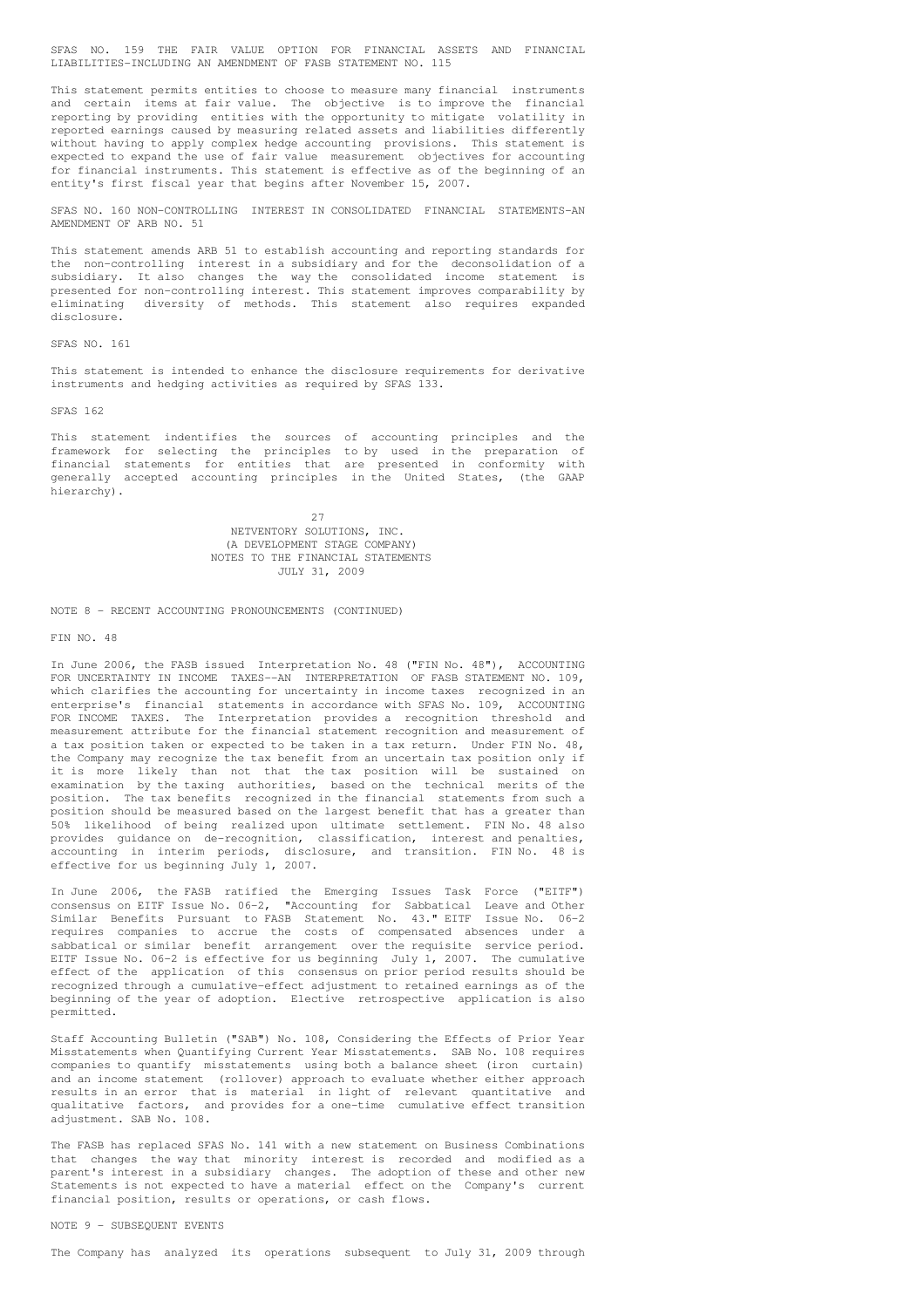SFAS NO. 159 THE FAIR VALUE OPTION FOR FINANCIAL ASSETS AND FINANCIAL LIABILITIES-INCLUDING AN AMENDMENT OF FASB STATEMENT NO. 115

This statement permits entities to choose to measure many financial instruments and certain items at fair value. The objective is to improve the financial reporting by providing entities with the opportunity to mitigate volatility in reported earnings caused by measuring related assets and liabilities differently without having to apply complex hedge accounting provisions. This statement is expected to expand the use of fair value measurement objectives for accounting for financial instruments. This statement is effective as of the beginning of an entity's first fiscal year that begins after November 15, 2007.

SFAS NO. 160 NON-CONTROLLING INTEREST IN CONSOLIDATED FINANCIAL STATEMENTS-AN AMENDMENT OF ARB NO. 51

This statement amends ARB 51 to establish accounting and reporting standards for the non-controlling interest in a subsidiary and for the deconsolidation of a subsidiary. It also changes the way the consolidated income statement is presented for non-controlling interest. This statement improves comparability by eliminating diversity of methods. This statement also requires expanded disclosure.

SFAS NO. 161

This statement is intended to enhance the disclosure requirements for derivative instruments and hedging activities as required by SFAS 133.

SFAS 162

This statement indentifies the sources of accounting principles and the framework for selecting the principles to by used in the preparation of financial statements for entities that are presented in conformity with generally accepted accounting principles in the United States, (the GAAP hierarchy).

NETVENTORY SOLUTIONS, INC.
(A DEVELOPMENT STAGE COMPANY)
NOTES TO THE FINANCIAL STATEMENTS
JULY 31, 2009

NOTE 8 - RECENT ACCOUNTING PRONOUNCEMENTS (CONTINUED)

FIN NO. 48

In June 2006, the FASB issued Interpretation No. 48 ("FIN No. 48"), ACCOUNTING FOR UNCERTAINTY IN INCOME TAXES--AN INTERPRETATION OF FASB STATEMENT NO. 109, which clarifies the accounting for uncertainty in income taxes recognized in an enterprise's financial statements in accordance with SFAS No. 109, ACCOUNTING FOR INCOME TAXES. The Interpretation provides a recognition threshold and measurement attribute for the financial statement recognition and measurement of a tax position taken or expected to be taken in a tax return. Under FIN No. 48, the Company may recognize the tax benefit from an uncertain tax position only if it is more likely than not that the tax position will be sustained on examination by the taxing authorities, based on the technical merits of the position. The tax benefits recognized in the financial statements from such a position should be measured based on the largest benefit that has a greater than 50% likelihood of being realized upon ultimate settlement. FIN No. 48 also provides guidance on de-recognition, classification, interest and penalties, accounting in interim periods, disclosure, and transition. FIN No. 48 is effective for us beginning July 1, 2007.

In June 2006, the FASB ratified the Emerging Issues Task Force ("EITF") consensus on EITF Issue No. 06-2, "Accounting for Sabbatical Leave and Other Similar Benefits Pursuant to FASB Statement No. 43." EITF Issue No. 06-2 requires companies to accrue the costs of compensated absences under a sabbatical or similar benefit arrangement over the requisite service period. EITF Issue No. 06-2 is effective for us beginning July 1, 2007. The cumulative effect of the application of this consensus on prior period results should be recognized through a cumulative-effect adjustment to retained earnings as of the beginning of the year of adoption. Elective retrospective application is also permitted.

Staff Accounting Bulletin ("SAB") No. 108, Considering the Effects of Prior Year Misstatements when Quantifying Current Year Misstatements. SAB No. 108 requires companies to quantify misstatements using both a balance sheet (iron curtain) and an income statement (rollover) approach to evaluate whether either approach results in an error that is material in light of relevant quantitative and qualitative factors, and provides for a one-time cumulative effect transition adjustment. SAB No. 108.

The FASB has replaced SFAS No. 141 with a new statement on Business Combinations that changes the way that minority interest is recorded and modified as a parent's interest in a subsidiary changes. The adoption of these and other new Statements is not expected to have a material effect on the Company's current financial position, results or operations, or cash flows.

NOTE 9 - SUBSEQUENT EVENTS

The Company has analyzed its operations subsequent to July 31, 2009 through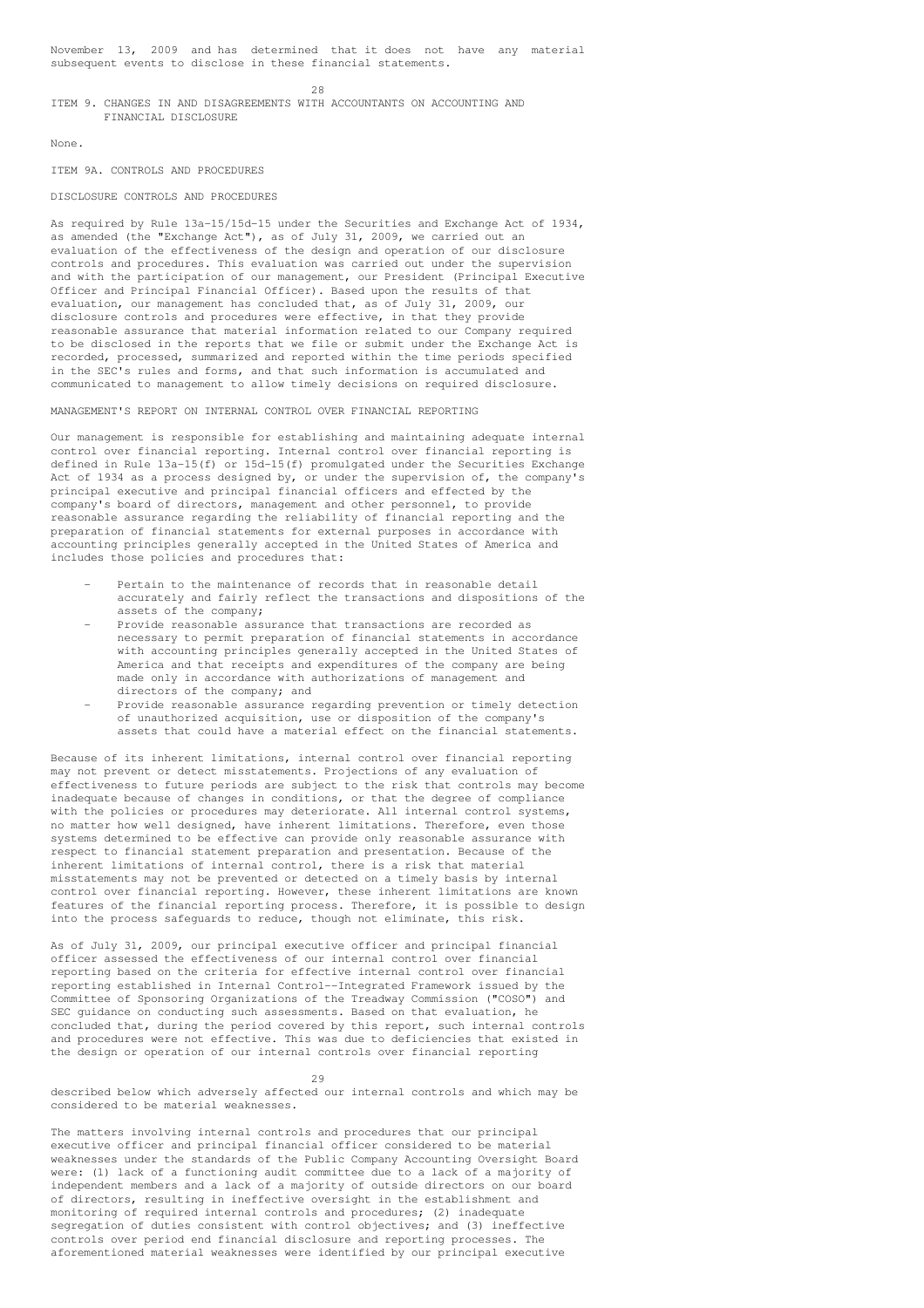November 13, 2009 and has determined that it does not have any material subsequent events to disclose in these financial statements.

## ITEM 9. CHANGES IN AND DISAGREEMENTS WITH ACCOUNTANTS ON ACCOUNTING AND FINANCIAL DISCLOSURE

None.

## ITEM 9A. CONTROLS AND PROCEDURES

### DISCLOSURE CONTROLS AND PROCEDURES

As required by Rule 13a-15/15d-15 under the Securities and Exchange Act of 1934, as amended (the "Exchange Act"), as of July 31, 2009, we carried out an evaluation of the effectiveness of the design and operation of our disclosure controls and procedures. This evaluation was carried out under the supervision and with the participation of our management, our President (Principal Executive Officer and Principal Financial Officer). Based upon the results of that evaluation, our management has concluded that, as of July 31, 2009, our disclosure controls and procedures were effective, in that they provide reasonable assurance that material information related to our Company required to be disclosed in the reports that we file or submit under the Exchange Act is recorded, processed, summarized and reported within the time periods specified in the SEC's rules and forms, and that such information is accumulated and communicated to management to allow timely decisions on required disclosure.

### MANAGEMENT'S REPORT ON INTERNAL CONTROL OVER FINANCIAL REPORTING

Our management is responsible for establishing and maintaining adequate internal control over financial reporting. Internal control over financial reporting is defined in Rule 13a-15(f) or 15d-15(f) promulgated under the Securities Exchange Act of 1934 as a process designed by, or under the supervision of, the company's principal executive and principal financial officers and effected by the company's board of directors, management and other personnel, to provide reasonable assurance regarding the reliability of financial reporting and the preparation of financial statements for external purposes in accordance with accounting principles generally accepted in the United States of America and includes those policies and procedures that:

- Pertain to the maintenance of records that in reasonable detail accurately and fairly reflect the transactions and dispositions of the assets of the company;
- Provide reasonable assurance that transactions are recorded as necessary to permit preparation of financial statements in accordance with accounting principles generally accepted in the United States of America and that receipts and expenditures of the company are being made only in accordance with authorizations of management and directors of the company; and
- Provide reasonable assurance regarding prevention or timely detection of unauthorized acquisition, use or disposition of the company's assets that could have a material effect on the financial statements.

Because of its inherent limitations, internal control over financial reporting may not prevent or detect misstatements. Projections of any evaluation of effectiveness to future periods are subject to the risk that controls may become inadequate because of changes in conditions, or that the degree of compliance with the policies or procedures may deteriorate. All internal control systems, no matter how well designed, have inherent limitations. Therefore, even those systems determined to be effective can provide only reasonable assurance with respect to financial statement preparation and presentation. Because of the inherent limitations of internal control, there is a risk that material misstatements may not be prevented or detected on a timely basis by internal control over financial reporting. However, these inherent limitations are known features of the financial reporting process. Therefore, it is possible to design into the process safeguards to reduce, though not eliminate, this risk.

As of July 31, 2009, our principal executive officer and principal financial officer assessed the effectiveness of our internal control over financial reporting based on the criteria for effective internal control over financial reporting established in Internal Control--Integrated Framework issued by the Committee of Sponsoring Organizations of the Treadway Commission ("COSO") and SEC guidance on conducting such assessments. Based on that evaluation, he concluded that, during the period covered by this report, such internal controls and procedures were not effective. This was due to deficiencies that existed in the design or operation of our internal controls over financial reporting described below which adversely affected our internal controls and which may be considered to be material weaknesses.

The matters involving internal controls and procedures that our principal executive officer and principal financial officer considered to be material weaknesses under the standards of the Public Company Accounting Oversight Board were: (1) lack of a functioning audit committee due to a lack of a majority of independent members and a lack of a majority of outside directors on our board of directors, resulting in ineffective oversight in the establishment and monitoring of required internal controls and procedures; (2) inadequate segregation of duties consistent with control objectives; and (3) ineffective controls over period end financial disclosure and reporting processes. The aforementioned material weaknesses were identified by our principal executive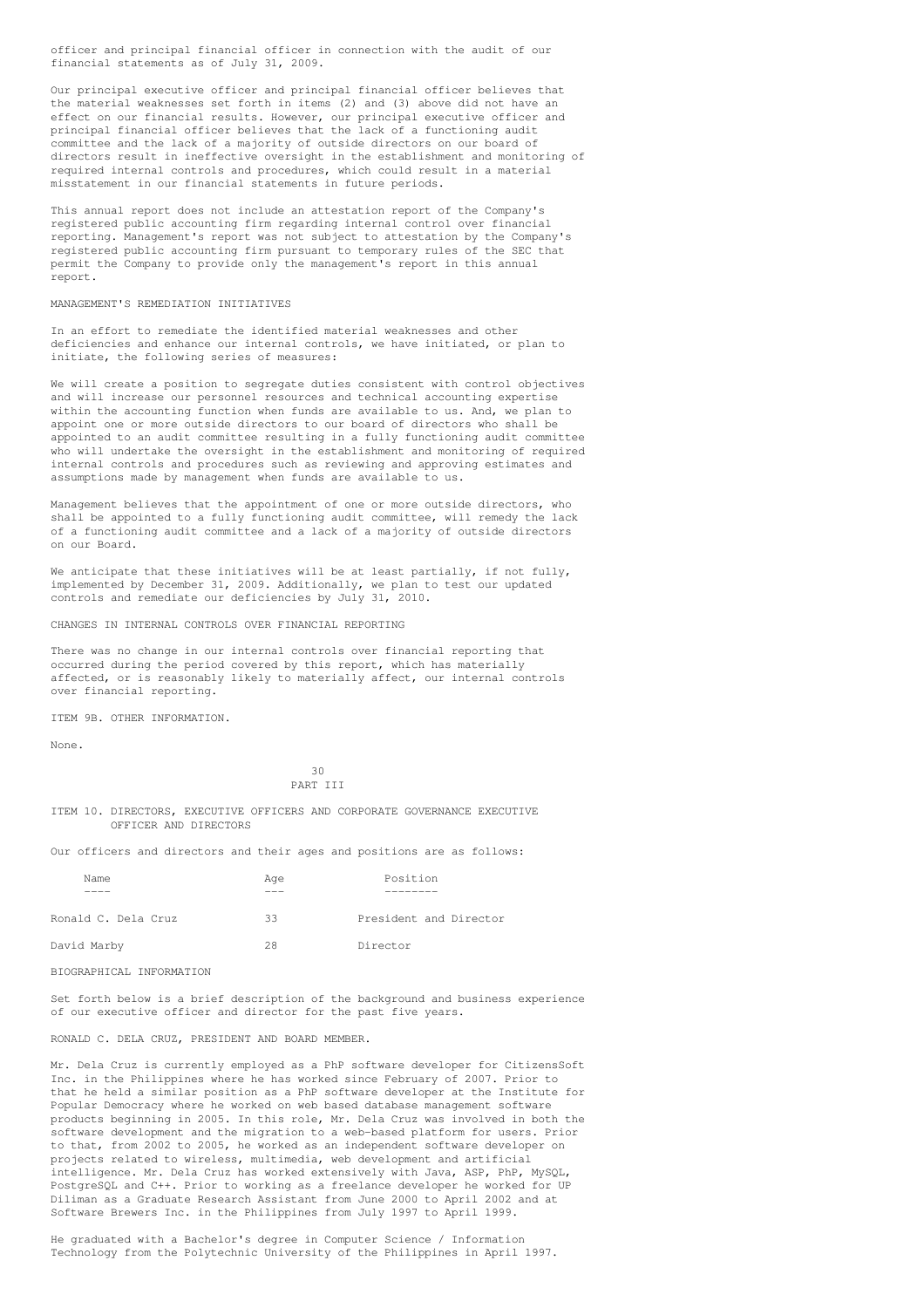officer and principal financial officer in connection with the audit of our financial statements as of July 31, 2009.

Our principal executive officer and principal financial officer believes that the material weaknesses set forth in items (2) and (3) above did not have an effect on our financial results. However, our principal executive officer and principal financial officer believes that the lack of a functioning audit committee and the lack of a majority of outside directors on our board of directors result in ineffective oversight in the establishment and monitoring of required internal controls and procedures, which could result in a material misstatement in our financial statements in future periods.

This annual report does not include an attestation report of the Company's registered public accounting firm regarding internal control over financial reporting. Management's report was not subject to attestation by the Company's registered public accounting firm pursuant to temporary rules of the SEC that permit the Company to provide only the management's report in this annual report.

MANAGEMENT'S REMEDIATION INITIATIVES

In an effort to remediate the identified material weaknesses and other deficiencies and enhance our internal controls, we have initiated, or plan to initiate, the following series of measures:

We will create a position to segregate duties consistent with control objectives and will increase our personnel resources and technical accounting expertise within the accounting function when funds are available to us. And, we plan to appoint one or more outside directors to our board of directors who shall be appointed to an audit committee resulting in a fully functioning audit committee who will undertake the oversight in the establishment and monitoring of required internal controls and procedures such as reviewing and approving estimates and assumptions made by management when funds are available to us.

Management believes that the appointment of one or more outside directors, who shall be appointed to a fully functioning audit committee, will remedy the lack of a functioning audit committee and a lack of a majority of outside directors on our Board.

We anticipate that these initiatives will be at least partially, if not fully, implemented by December 31, 2009. Additionally, we plan to test our updated controls and remediate our deficiencies by July 31, 2010.

CHANGES IN INTERNAL CONTROLS OVER FINANCIAL REPORTING

There was no change in our internal controls over financial reporting that occurred during the period covered by this report, which has materially affected, or is reasonably likely to materially affect, our internal controls over financial reporting.

ITEM 9B. OTHER INFORMATION.

None.

PART III

ITEM 10. DIRECTORS, EXECUTIVE OFFICERS AND CORPORATE GOVERNANCE EXECUTIVE OFFICER AND DIRECTORS

Our officers and directors and their ages and positions are as follows:

| Name | Age | Position |
|---|---|---|
| Ronald C. Dela Cruz | 33 | President and Director |
| David Marby | 28 | Director |

BIOGRAPHICAL INFORMATION

Set forth below is a brief description of the background and business experience of our executive officer and director for the past five years.

RONALD C. DELA CRUZ, PRESIDENT AND BOARD MEMBER.

Mr. Dela Cruz is currently employed as a PhP software developer for CitizensSoft Inc. in the Philippines where he has worked since February of 2007. Prior to that he held a similar position as a PhP software developer at the Institute for Popular Democracy where he worked on web based database management software products beginning in 2005. In this role, Mr. Dela Cruz was involved in both the software development and the migration to a web-based platform for users. Prior to that, from 2002 to 2005, he worked as an independent software developer on projects related to wireless, multimedia, web development and artificial intelligence. Mr. Dela Cruz has worked extensively with Java, ASP, PhP, MySQL, PostgreSQL and C++. Prior to working as a freelance developer he worked for UP Diliman as a Graduate Research Assistant from June 2000 to April 2002 and at Software Brewers Inc. in the Philippines from July 1997 to April 1999.

He graduated with a Bachelor's degree in Computer Science / Information Technology from the Polytechnic University of the Philippines in April 1997.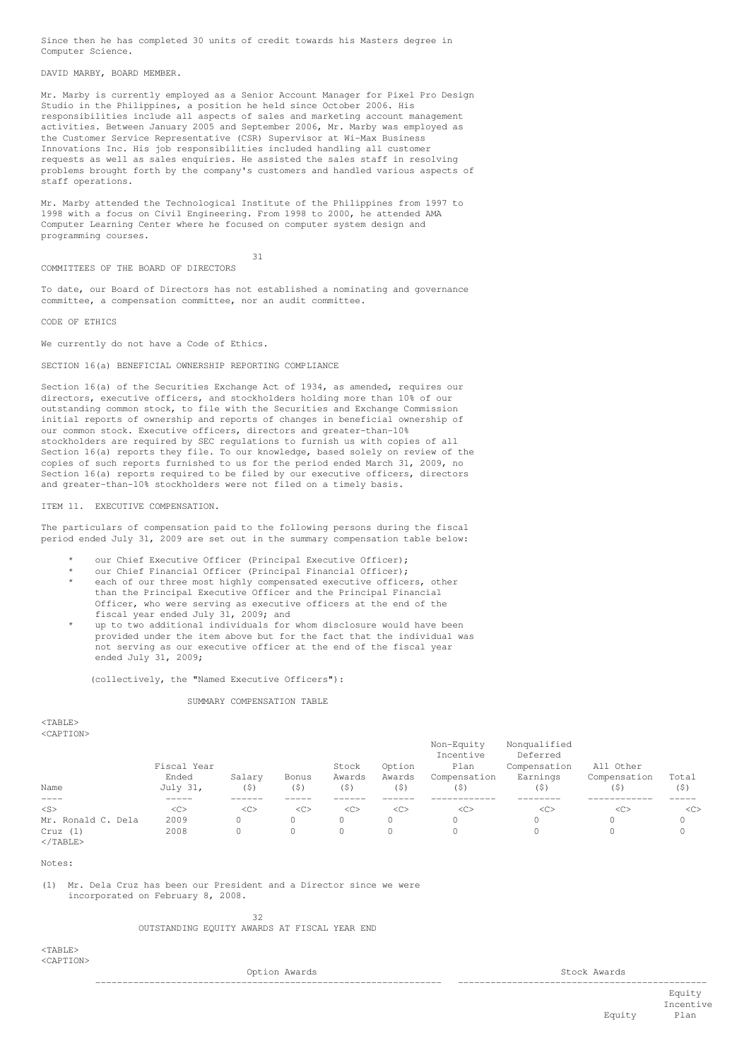Since then he has completed 30 units of credit towards his Masters degree in Computer Science.

DAVID MARBY, BOARD MEMBER.

Mr. Marby is currently employed as a Senior Account Manager for Pixel Pro Design Studio in the Philippines, a position he held since October 2006. His responsibilities include all aspects of sales and marketing account management activities. Between January 2005 and September 2006, Mr. Marby was employed as the Customer Service Representative (CSR) Supervisor at Wi-Max Business Innovations Inc. His job responsibilities included handling all customer requests as well as sales enquiries. He assisted the sales staff in resolving problems brought forth by the company's customers and handled various aspects of staff operations.

Mr. Marby attended the Technological Institute of the Philippines from 1997 to 1998 with a focus on Civil Engineering. From 1998 to 2000, he attended AMA Computer Learning Center where he focused on computer system design and programming courses.

COMMITTEES OF THE BOARD OF DIRECTORS

To date, our Board of Directors has not established a nominating and governance committee, a compensation committee, nor an audit committee.

CODE OF ETHICS

We currently do not have a Code of Ethics.

SECTION 16(a) BENEFICIAL OWNERSHIP REPORTING COMPLIANCE

Section 16(a) of the Securities Exchange Act of 1934, as amended, requires our directors, executive officers, and stockholders holding more than 10% of our outstanding common stock, to file with the Securities and Exchange Commission initial reports of ownership and reports of changes in beneficial ownership of our common stock. Executive officers, directors and greater-than-10% stockholders are required by SEC regulations to furnish us with copies of all Section 16(a) reports they file. To our knowledge, based solely on review of the copies of such reports furnished to us for the period ended March 31, 2009, no Section 16(a) reports required to be filed by our executive officers, directors and greater-than-10% stockholders were not filed on a timely basis.

ITEM 11. EXECUTIVE COMPENSATION.

The particulars of compensation paid to the following persons during the fiscal period ended July 31, 2009 are set out in the summary compensation table below:

* our Chief Executive Officer (Principal Executive Officer);
* our Chief Financial Officer (Principal Financial Officer);
* each of our three most highly compensated executive officers, other than the Principal Executive Officer and the Principal Financial Officer, who were serving as executive officers at the end of the fiscal year ended July 31, 2009; and
* up to two additional individuals for whom disclosure would have been provided under the item above but for the fact that the individual was not serving as our executive officer at the end of the fiscal year ended July 31, 2009;

(collectively, the "Named Executive Officers"):

SUMMARY COMPENSATION TABLE

| Name | Fiscal Year Ended July 31, | Salary ($) | Bonus ($) | Stock Awards ($) | Option Awards ($) | Non-Equity Incentive Plan Compensation ($) | Nonqualified Deferred Compensation Earnings ($) | All Other Compensation ($) | Total ($) |
|---|---|---|---|---|---|---|---|---|---|
| Mr. Ronald C. Dela Cruz (1) | 2009 | 0 | 0 | 0 | 0 | 0 | 0 | 0 | 0 |
| | 2008 | 0 | 0 | 0 | 0 | 0 | 0 | 0 | 0 |

Notes:

(1) Mr. Dela Cruz has been our President and a Director since we were incorporated on February 8, 2008.

OUTSTANDING EQUITY AWARDS AT FISCAL YEAR END

| Option Awards | Stock Awards |
|---|---|
| | Equity Incentive Plan |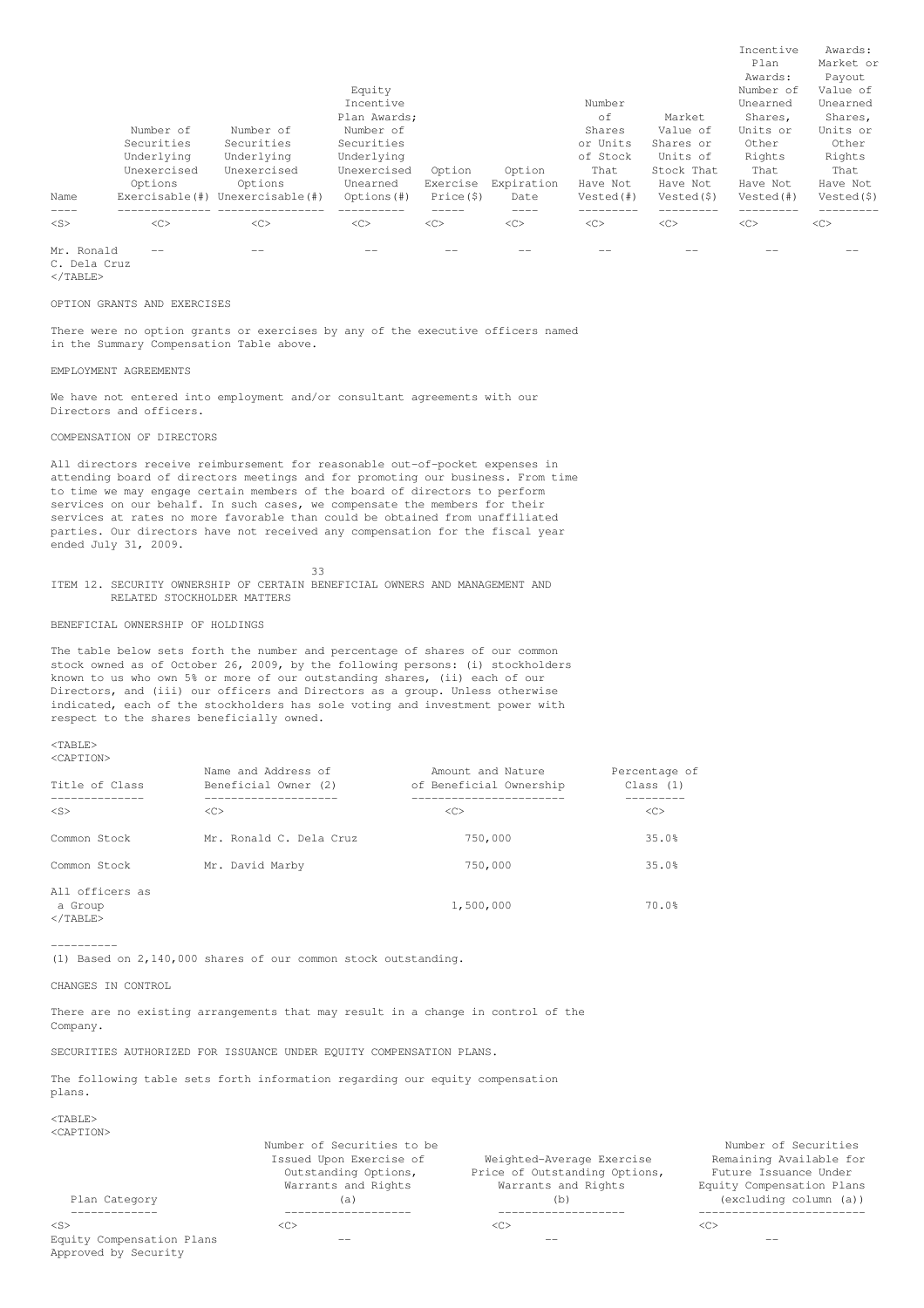| Name | Number of Securities Underlying Unexercised Options Exercisable(#) | Number of Securities Underlying Unexercised Options Unexercisable(#) | Equity Incentive Plan Awards; Number of Securities Underlying Unexercised Unearned Options(#) | Option Exercise Price($) | Option Expiration Date | Number of Shares or Units of Stock That Have Not Vested(#) | Market Value of Shares or Units of Stock That Have Not Vested($) | Incentive Plan Awards: Number of Unearned Shares, Units or Other Rights That Have Not Vested(#) | Awards: Market or Payout Value of Unearned Shares, Units or Other Rights That Have Not Vested($) |
|---|---|---|---|---|---|---|---|---|---|
| Mr. Ronald C. Dela Cruz | -- | -- | -- | -- | -- | -- | -- | -- | -- |

OPTION GRANTS AND EXERCISES

There were no option grants or exercises by any of the executive officers named in the Summary Compensation Table above.

EMPLOYMENT AGREEMENTS

We have not entered into employment and/or consultant agreements with our Directors and officers.

COMPENSATION OF DIRECTORS

All directors receive reimbursement for reasonable out-of-pocket expenses in attending board of directors meetings and for promoting our business. From time to time we may engage certain members of the board of directors to perform services on our behalf. In such cases, we compensate the members for their services at rates no more favorable than could be obtained from unaffiliated parties. Our directors have not received any compensation for the fiscal year ended July 31, 2009.

ITEM 12. SECURITY OWNERSHIP OF CERTAIN BENEFICIAL OWNERS AND MANAGEMENT AND RELATED STOCKHOLDER MATTERS

BENEFICIAL OWNERSHIP OF HOLDINGS

The table below sets forth the number and percentage of shares of our common stock owned as of October 26, 2009, by the following persons: (i) stockholders known to us who own 5% or more of our outstanding shares, (ii) each of our Directors, and (iii) our officers and Directors as a group. Unless otherwise indicated, each of the stockholders has sole voting and investment power with respect to the shares beneficially owned.

| Title of Class | Name and Address of Beneficial Owner (2) | Amount and Nature of Beneficial Ownership | Percentage of Class (1) |
|---|---|---|---|
| Common Stock | Mr. Ronald C. Dela Cruz | 750,000 | 35.0% |
| Common Stock | Mr. David Marby | 750,000 | 35.0% |
| All officers as a Group | | 1,500,000 | 70.0% |

----------

(1) Based on 2,140,000 shares of our common stock outstanding.

CHANGES IN CONTROL

There are no existing arrangements that may result in a change in control of the Company.

SECURITIES AUTHORIZED FOR ISSUANCE UNDER EQUITY COMPENSATION PLANS.

The following table sets forth information regarding our equity compensation plans.

| Plan Category | Number of Securities to be Issued Upon Exercise of Outstanding Options, Warrants and Rights (a) | Weighted-Average Exercise Price of Outstanding Options, Warrants and Rights (b) | Number of Securities Remaining Available for Future Issuance Under Equity Compensation Plans (excluding column (a)) |
|---|---|---|---|
| Equity Compensation Plans Approved by Security | -- | -- | -- |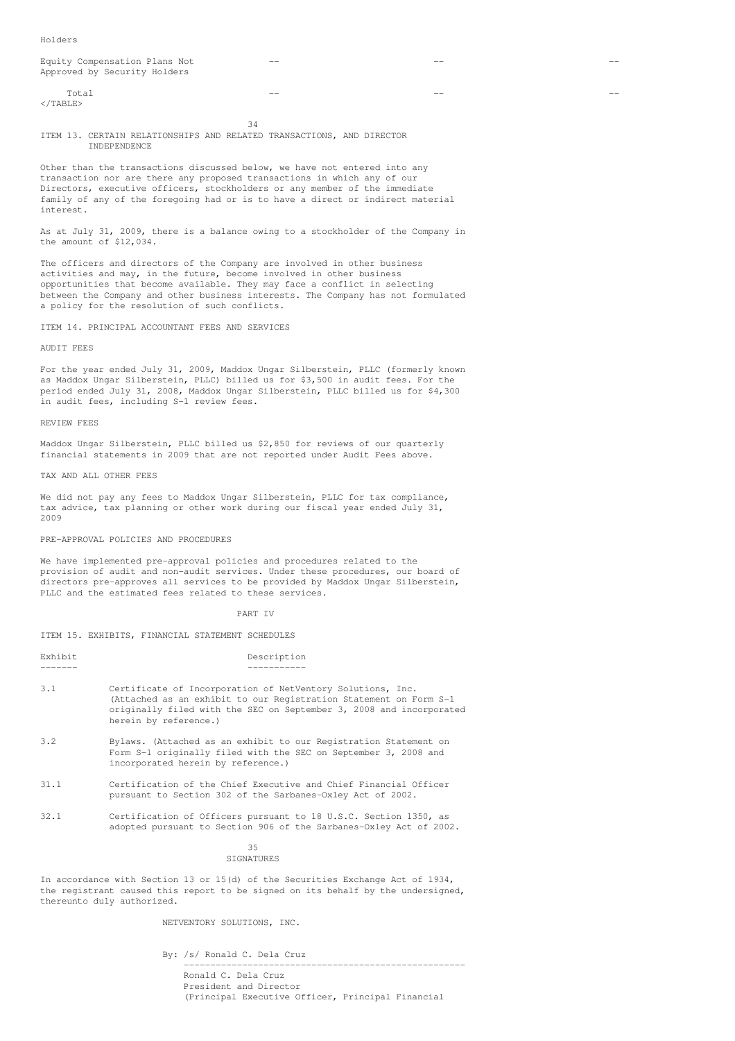| Holders | | | |
|---|---|---|---|
| Equity Compensation Plans Not Approved by Security Holders | -- | -- | -- |
| Total | -- | -- | -- |

## ITEM 13. CERTAIN RELATIONSHIPS AND RELATED TRANSACTIONS, AND DIRECTOR INDEPENDENCE

Other than the transactions discussed below, we have not entered into any transaction nor are there any proposed transactions in which any of our Directors, executive officers, stockholders or any member of the immediate family of any of the foregoing had or is to have a direct or indirect material interest.

As at July 31, 2009, there is a balance owing to a stockholder of the Company in the amount of $12,034.

The officers and directors of the Company are involved in other business activities and may, in the future, become involved in other business opportunities that become available. They may face a conflict in selecting between the Company and other business interests. The Company has not formulated a policy for the resolution of such conflicts.

## ITEM 14. PRINCIPAL ACCOUNTANT FEES AND SERVICES

### AUDIT FEES

For the year ended July 31, 2009, Maddox Ungar Silberstein, PLLC (formerly known as Maddox Ungar Silberstein, PLLC) billed us for $3,500 in audit fees. For the period ended July 31, 2008, Maddox Ungar Silberstein, PLLC billed us for $4,300 in audit fees, including S-1 review fees.

### REVIEW FEES

Maddox Ungar Silberstein, PLLC billed us $2,850 for reviews of our quarterly financial statements in 2009 that are not reported under Audit Fees above.

### TAX AND ALL OTHER FEES

We did not pay any fees to Maddox Ungar Silberstein, PLLC for tax compliance, tax advice, tax planning or other work during our fiscal year ended July 31, 2009

### PRE-APPROVAL POLICIES AND PROCEDURES

We have implemented pre-approval policies and procedures related to the provision of audit and non-audit services. Under these procedures, our board of directors pre-approves all services to be provided by Maddox Ungar Silberstein, PLLC and the estimated fees related to these services.

# PART IV

## ITEM 15. EXHIBITS, FINANCIAL STATEMENT SCHEDULES

| Exhibit | Description |
|---|---|
| 3.1 | Certificate of Incorporation of NetVentory Solutions, Inc. (Attached as an exhibit to our Registration Statement on Form S-1 originally filed with the SEC on September 3, 2008 and incorporated herein by reference.) |
| 3.2 | Bylaws. (Attached as an exhibit to our Registration Statement on Form S-1 originally filed with the SEC on September 3, 2008 and incorporated herein by reference.) |
| 31.1 | Certification of the Chief Executive and Chief Financial Officer pursuant to Section 302 of the Sarbanes-Oxley Act of 2002. |
| 32.1 | Certification of Officers pursuant to 18 U.S.C. Section 1350, as adopted pursuant to Section 906 of the Sarbanes-Oxley Act of 2002. |

## SIGNATURES

In accordance with Section 13 or 15(d) of the Securities Exchange Act of 1934, the registrant caused this report to be signed on its behalf by the undersigned, thereunto duly authorized.

NETVENTORY SOLUTIONS, INC.

By: /s/ Ronald C. Dela Cruz

Ronald C. Dela Cruz
President and Director
(Principal Executive Officer, Principal Financial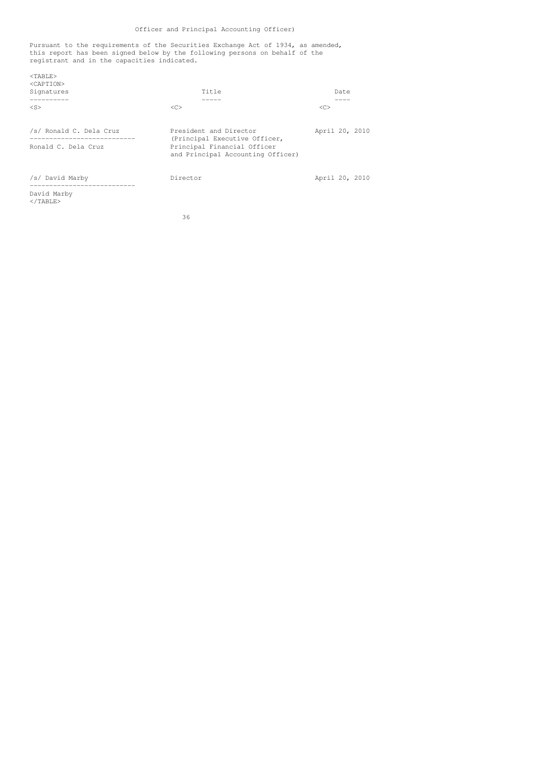Officer and Principal Accounting Officer)

Pursuant to the requirements of the Securities Exchange Act of 1934, as amended, this report has been signed below by the following persons on behalf of the registrant and in the capacities indicated.

| Signatures | Title | Date |
|---|---|---|
| /s/ Ronald C. Dela Cruz<br>Ronald C. Dela Cruz | President and Director (Principal Executive Officer, Principal Financial Officer and Principal Accounting Officer) | April 20, 2010 |
| /s/ David Marby<br>David Marby | Director | April 20, 2010 |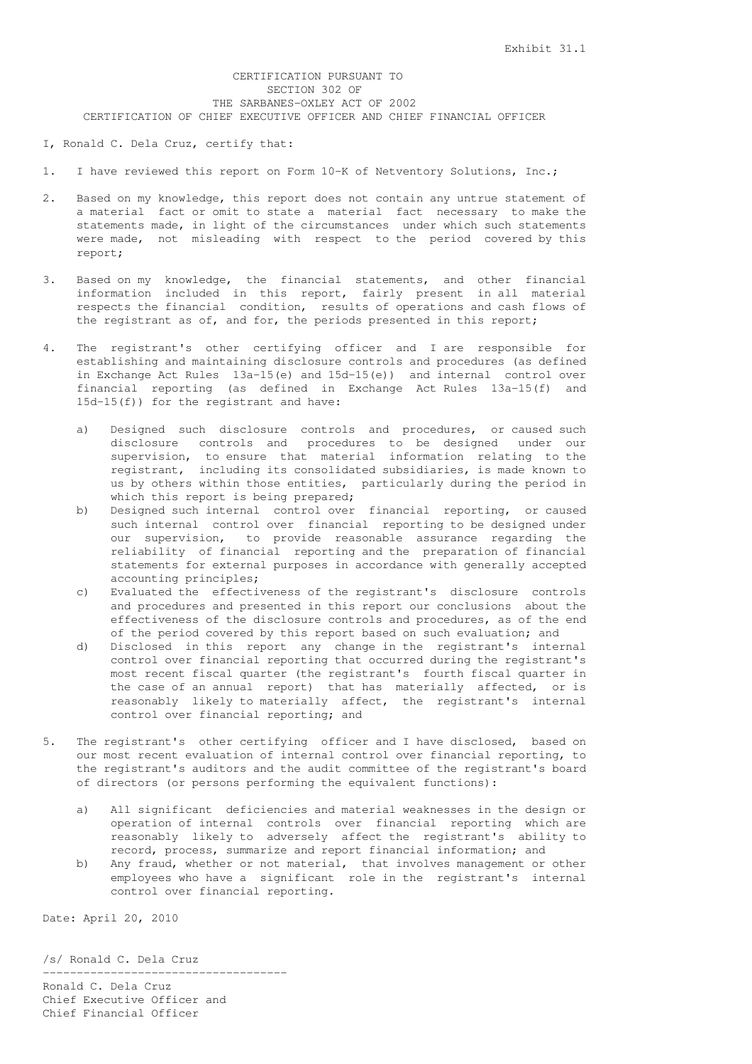Exhibit 31.1

# CERTIFICATION PURSUANT TO SECTION 302 OF THE SARBANES-OXLEY ACT OF 2002
## CERTIFICATION OF CHIEF EXECUTIVE OFFICER AND CHIEF FINANCIAL OFFICER

I, Ronald C. Dela Cruz, certify that:

1. I have reviewed this report on Form 10-K of Netventory Solutions, Inc.;

2. Based on my knowledge, this report does not contain any untrue statement of a material fact or omit to state a material fact necessary to make the statements made, in light of the circumstances under which such statements were made, not misleading with respect to the period covered by this report;

3. Based on my knowledge, the financial statements, and other financial information included in this report, fairly present in all material respects the financial condition, results of operations and cash flows of the registrant as of, and for, the periods presented in this report;

4. The registrant's other certifying officer and I are responsible for establishing and maintaining disclosure controls and procedures (as defined in Exchange Act Rules 13a-15(e) and 15d-15(e)) and internal control over financial reporting (as defined in Exchange Act Rules 13a-15(f) and 15d-15(f)) for the registrant and have:

   a) Designed such disclosure controls and procedures, or caused such disclosure controls and procedures to be designed under our supervision, to ensure that material information relating to the registrant, including its consolidated subsidiaries, is made known to us by others within those entities, particularly during the period in which this report is being prepared;
   b) Designed such internal control over financial reporting, or caused such internal control over financial reporting to be designed under our supervision, to provide reasonable assurance regarding the reliability of financial reporting and the preparation of financial statements for external purposes in accordance with generally accepted accounting principles;
   c) Evaluated the effectiveness of the registrant's disclosure controls and procedures and presented in this report our conclusions about the effectiveness of the disclosure controls and procedures, as of the end of the period covered by this report based on such evaluation; and
   d) Disclosed in this report any change in the registrant's internal control over financial reporting that occurred during the registrant's most recent fiscal quarter (the registrant's fourth fiscal quarter in the case of an annual report) that has materially affected, or is reasonably likely to materially affect, the registrant's internal control over financial reporting; and

5. The registrant's other certifying officer and I have disclosed, based on our most recent evaluation of internal control over financial reporting, to the registrant's auditors and the audit committee of the registrant's board of directors (or persons performing the equivalent functions):

   a) All significant deficiencies and material weaknesses in the design or operation of internal controls over financial reporting which are reasonably likely to adversely affect the registrant's ability to record, process, summarize and report financial information; and
   b) Any fraud, whether or not material, that involves management or other employees who have a significant role in the registrant's internal control over financial reporting.

Date: April 20, 2010

/s/ Ronald C. Dela Cruz

-----------------------------------

Ronald C. Dela Cruz
Chief Executive Officer and
Chief Financial Officer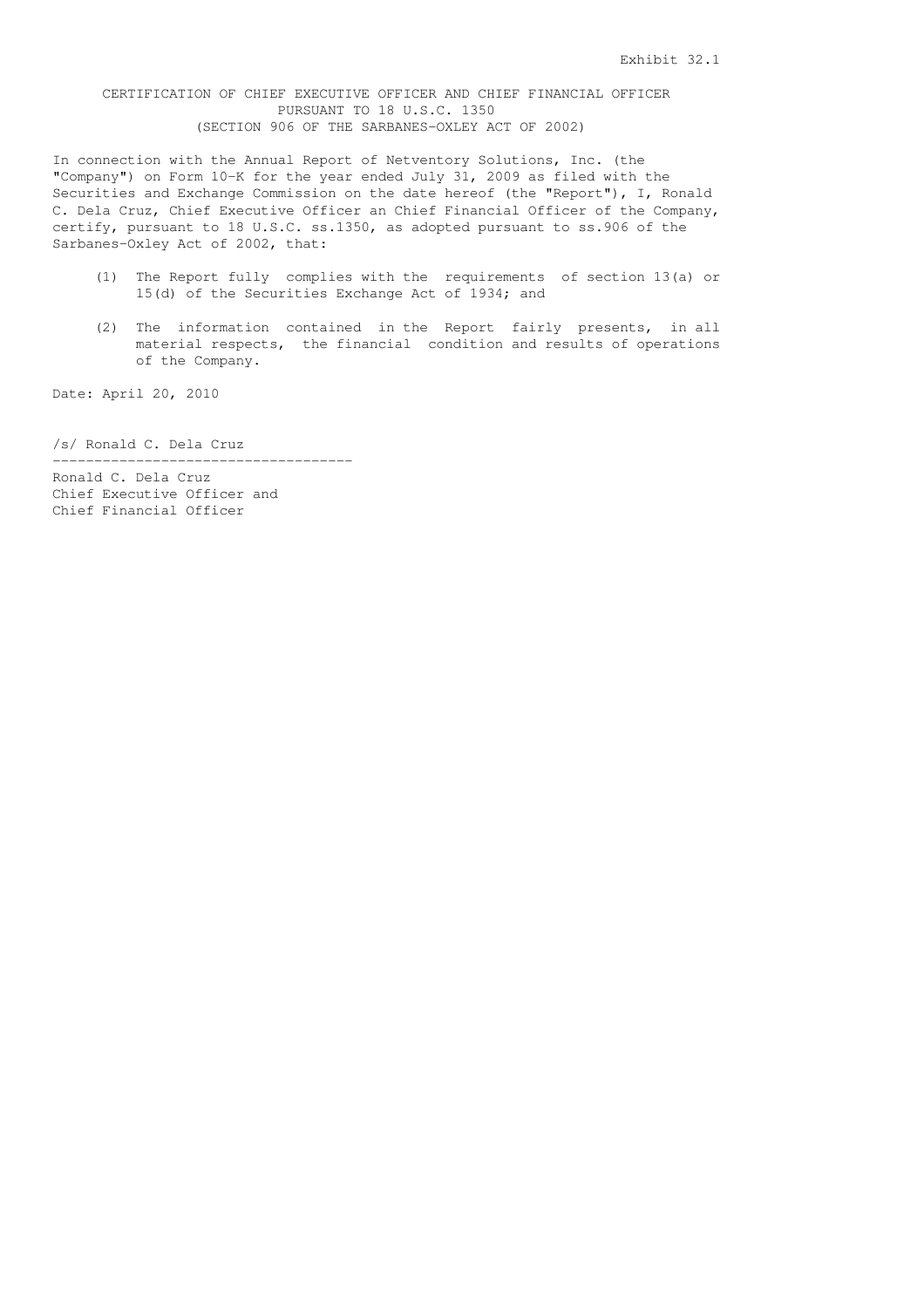Exhibit 32.1

CERTIFICATION OF CHIEF EXECUTIVE OFFICER AND CHIEF FINANCIAL OFFICER
PURSUANT TO 18 U.S.C. 1350
(SECTION 906 OF THE SARBANES-OXLEY ACT OF 2002)

In connection with the Annual Report of Netventory Solutions, Inc. (the "Company") on Form 10-K for the year ended July 31, 2009 as filed with the Securities and Exchange Commission on the date hereof (the "Report"), I, Ronald C. Dela Cruz, Chief Executive Officer an Chief Financial Officer of the Company, certify, pursuant to 18 U.S.C. ss.1350, as adopted pursuant to ss.906 of the Sarbanes-Oxley Act of 2002, that:

(1) The Report fully complies with the requirements of section 13(a) or 15(d) of the Securities Exchange Act of 1934; and

(2) The information contained in the Report fairly presents, in all material respects, the financial condition and results of operations of the Company.

Date: April 20, 2010

/s/ Ronald C. Dela Cruz

-----------------------------------

Ronald C. Dela Cruz
Chief Executive Officer and
Chief Financial Officer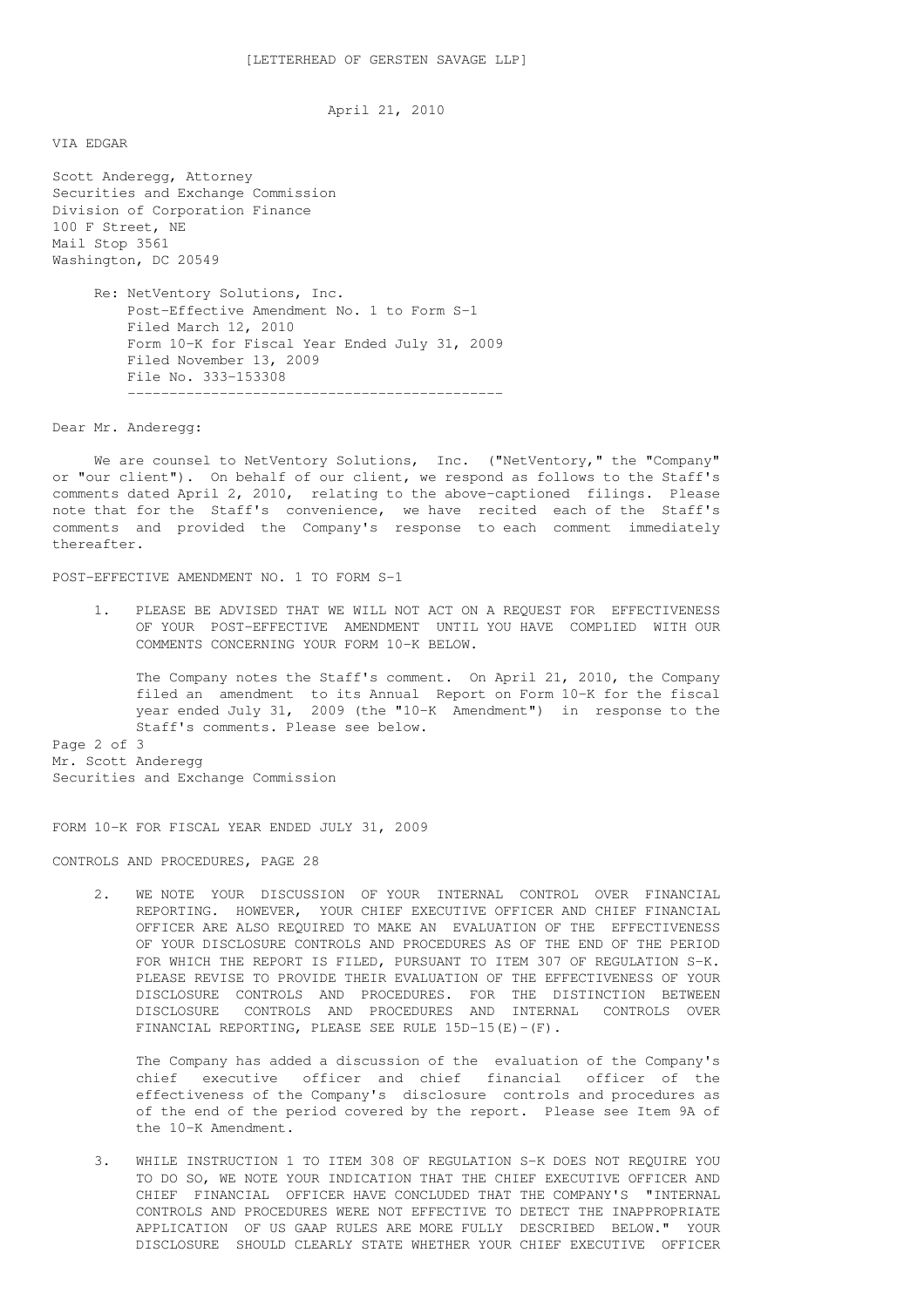[LETTERHEAD OF GERSTEN SAVAGE LLP]

April 21, 2010

VIA EDGAR

Scott Anderegg, Attorney
Securities and Exchange Commission
Division of Corporation Finance
100 F Street, NE
Mail Stop 3561
Washington, DC 20549

Re: NetVentory Solutions, Inc.
Post-Effective Amendment No. 1 to Form S-1
Filed March 12, 2010
Form 10-K for Fiscal Year Ended July 31, 2009
Filed November 13, 2009
File No. 333-153308

Dear Mr. Anderegg:

We are counsel to NetVentory Solutions, Inc. ("NetVentory," the "Company" or "our client"). On behalf of our client, we respond as follows to the Staff's comments dated April 2, 2010, relating to the above-captioned filings. Please note that for the Staff's convenience, we have recited each of the Staff's comments and provided the Company's response to each comment immediately thereafter.

POST-EFFECTIVE AMENDMENT NO. 1 TO FORM S-1

1. PLEASE BE ADVISED THAT WE WILL NOT ACT ON A REQUEST FOR EFFECTIVENESS OF YOUR POST-EFFECTIVE AMENDMENT UNTIL YOU HAVE COMPLIED WITH OUR COMMENTS CONCERNING YOUR FORM 10-K BELOW.

   The Company notes the Staff's comment. On April 21, 2010, the Company filed an amendment to its Annual Report on Form 10-K for the fiscal year ended July 31, 2009 (the "10-K Amendment") in response to the Staff's comments. Please see below.

FORM 10-K FOR FISCAL YEAR ENDED JULY 31, 2009

CONTROLS AND PROCEDURES, PAGE 28

2. WE NOTE YOUR DISCUSSION OF YOUR INTERNAL CONTROL OVER FINANCIAL REPORTING. HOWEVER, YOUR CHIEF EXECUTIVE OFFICER AND CHIEF FINANCIAL OFFICER ARE ALSO REQUIRED TO MAKE AN EVALUATION OF THE EFFECTIVENESS OF YOUR DISCLOSURE CONTROLS AND PROCEDURES AS OF THE END OF THE PERIOD FOR WHICH THE REPORT IS FILED, PURSUANT TO ITEM 307 OF REGULATION S-K. PLEASE REVISE TO PROVIDE THEIR EVALUATION OF THE EFFECTIVENESS OF YOUR DISCLOSURE CONTROLS AND PROCEDURES. FOR THE DISTINCTION BETWEEN DISCLOSURE CONTROLS AND PROCEDURES AND INTERNAL CONTROLS OVER FINANCIAL REPORTING, PLEASE SEE RULE 15D-15(E)-(F).

   The Company has added a discussion of the evaluation of the Company's chief executive officer and chief financial officer of the effectiveness of the Company's disclosure controls and procedures as of the end of the period covered by the report. Please see Item 9A of the 10-K Amendment.

3. WHILE INSTRUCTION 1 TO ITEM 308 OF REGULATION S-K DOES NOT REQUIRE YOU TO DO SO, WE NOTE YOUR INDICATION THAT THE CHIEF EXECUTIVE OFFICER AND CHIEF FINANCIAL OFFICER HAVE CONCLUDED THAT THE COMPANY'S "INTERNAL CONTROLS AND PROCEDURES WERE NOT EFFECTIVE TO DETECT THE INAPPROPRIATE APPLICATION OF US GAAP RULES ARE MORE FULLY DESCRIBED BELOW." YOUR DISCLOSURE SHOULD CLEARLY STATE WHETHER YOUR CHIEF EXECUTIVE OFFICER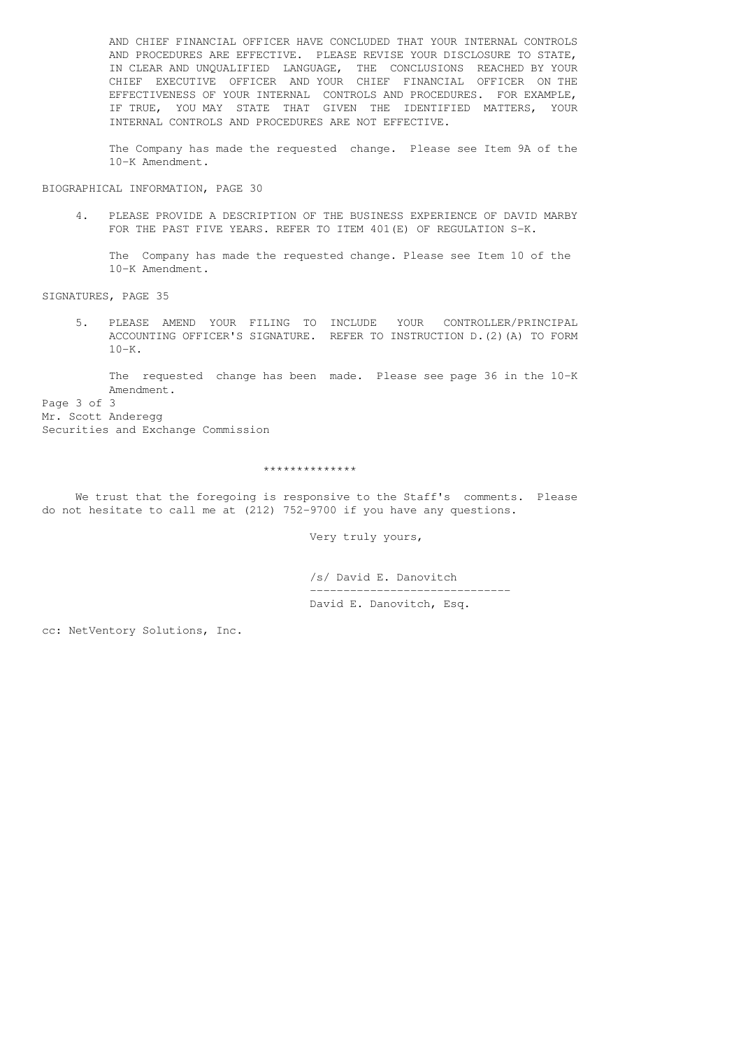AND CHIEF FINANCIAL OFFICER HAVE CONCLUDED THAT YOUR INTERNAL CONTROLS AND PROCEDURES ARE EFFECTIVE. PLEASE REVISE YOUR DISCLOSURE TO STATE, IN CLEAR AND UNQUALIFIED LANGUAGE, THE CONCLUSIONS REACHED BY YOUR CHIEF EXECUTIVE OFFICER AND YOUR CHIEF FINANCIAL OFFICER ON THE EFFECTIVENESS OF YOUR INTERNAL CONTROLS AND PROCEDURES. FOR EXAMPLE, IF TRUE, YOU MAY STATE THAT GIVEN THE IDENTIFIED MATTERS, YOUR INTERNAL CONTROLS AND PROCEDURES ARE NOT EFFECTIVE.

The Company has made the requested change. Please see Item 9A of the 10-K Amendment.

BIOGRAPHICAL INFORMATION, PAGE 30

4. PLEASE PROVIDE A DESCRIPTION OF THE BUSINESS EXPERIENCE OF DAVID MARBY FOR THE PAST FIVE YEARS. REFER TO ITEM 401(E) OF REGULATION S-K.

   The Company has made the requested change. Please see Item 10 of the 10-K Amendment.

SIGNATURES, PAGE 35

5. PLEASE AMEND YOUR FILING TO INCLUDE YOUR CONTROLLER/PRINCIPAL ACCOUNTING OFFICER'S SIGNATURE. REFER TO INSTRUCTION D.(2)(A) TO FORM 10-K.

   The requested change has been made. Please see page 36 in the 10-K Amendment.

Mr. Scott Anderegg
Securities and Exchange Commission

**************

We trust that the foregoing is responsive to the Staff's comments. Please do not hesitate to call me at (212) 752-9700 if you have any questions.

Very truly yours,

/s/ David E. Danovitch

David E. Danovitch, Esq.

cc: NetVentory Solutions, Inc.